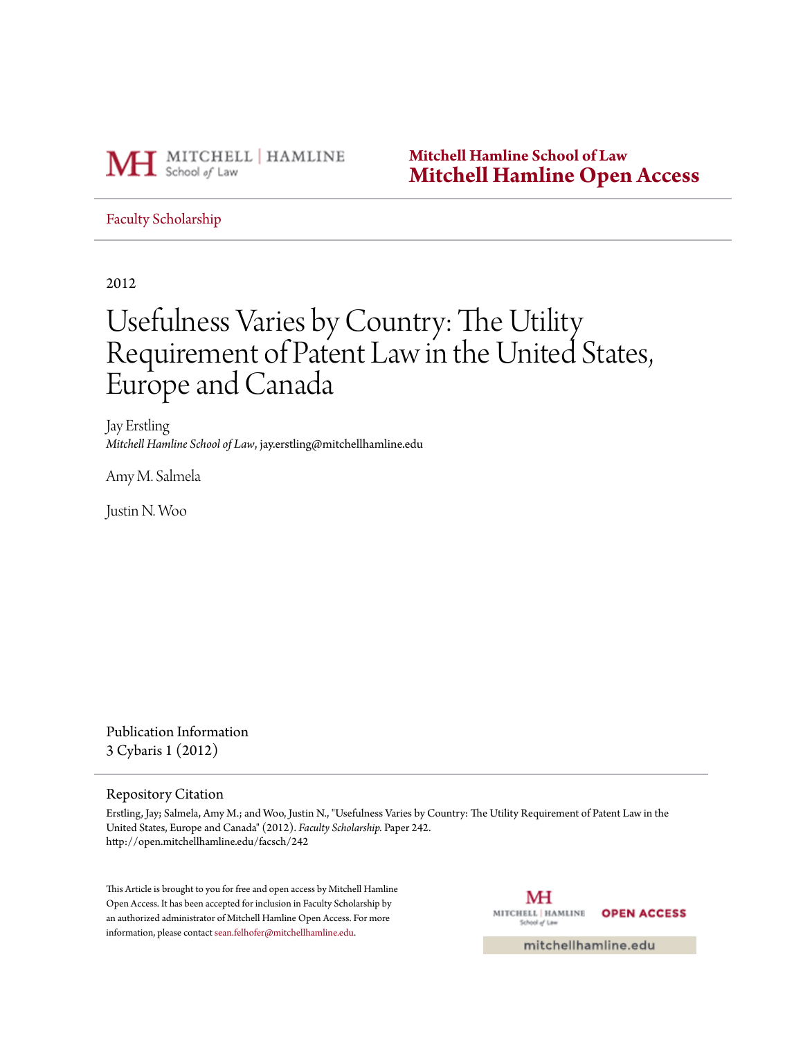Mitchell Hamline School of Law
**Mitchell Hamline Open Access**

Faculty Scholarship

2012

# Usefulness Varies by Country: The Utility Requirement of Patent Law in the United States, Europe and Canada

Jay Erstling
*Mitchell Hamline School of Law*, jay.erstling@mitchellhamline.edu

Amy M. Salmela

Justin N. Woo

## Publication Information

3 Cybaris 1 (2012)

## Repository Citation

Erstling, Jay; Salmela, Amy M.; and Woo, Justin N., "Usefulness Varies by Country: The Utility Requirement of Patent Law in the United States, Europe and Canada" (2012). *Faculty Scholarship.* Paper 242.
http://open.mitchellhamline.edu/facsch/242

This Article is brought to you for free and open access by Mitchell Hamline Open Access. It has been accepted for inclusion in Faculty Scholarship by an authorized administrator of Mitchell Hamline Open Access. For more information, please contact sean.felhofer@mitchellhamline.edu.

MITCHELL | HAMLINE School of Law OPEN ACCESS

mitchellhamline.edu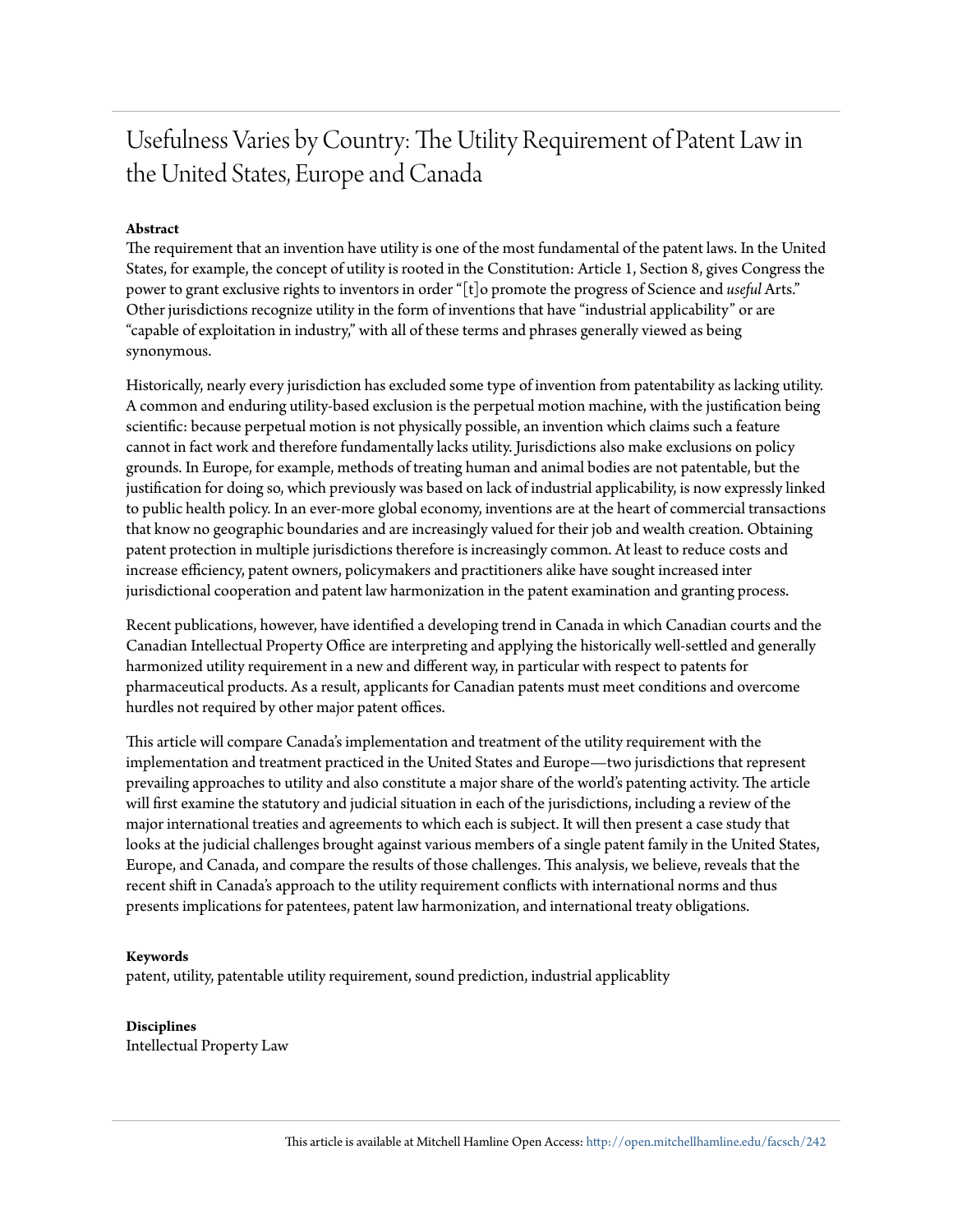# Usefulness Varies by Country: The Utility Requirement of Patent Law in the United States, Europe and Canada

**Abstract**

The requirement that an invention have utility is one of the most fundamental of the patent laws. In the United States, for example, the concept of utility is rooted in the Constitution: Article 1, Section 8, gives Congress the power to grant exclusive rights to inventors in order "[t]o promote the progress of Science and *useful* Arts." Other jurisdictions recognize utility in the form of inventions that have "industrial applicability" or are "capable of exploitation in industry," with all of these terms and phrases generally viewed as being synonymous.

Historically, nearly every jurisdiction has excluded some type of invention from patentability as lacking utility. A common and enduring utility-based exclusion is the perpetual motion machine, with the justification being scientific: because perpetual motion is not physically possible, an invention which claims such a feature cannot in fact work and therefore fundamentally lacks utility. Jurisdictions also make exclusions on policy grounds. In Europe, for example, methods of treating human and animal bodies are not patentable, but the justification for doing so, which previously was based on lack of industrial applicability, is now expressly linked to public health policy. In an ever-more global economy, inventions are at the heart of commercial transactions that know no geographic boundaries and are increasingly valued for their job and wealth creation. Obtaining patent protection in multiple jurisdictions therefore is increasingly common. At least to reduce costs and increase efficiency, patent owners, policymakers and practitioners alike have sought increased inter jurisdictional cooperation and patent law harmonization in the patent examination and granting process.

Recent publications, however, have identified a developing trend in Canada in which Canadian courts and the Canadian Intellectual Property Office are interpreting and applying the historically well-settled and generally harmonized utility requirement in a new and different way, in particular with respect to patents for pharmaceutical products. As a result, applicants for Canadian patents must meet conditions and overcome hurdles not required by other major patent offices.

This article will compare Canada's implementation and treatment of the utility requirement with the implementation and treatment practiced in the United States and Europe—two jurisdictions that represent prevailing approaches to utility and also constitute a major share of the world's patenting activity. The article will first examine the statutory and judicial situation in each of the jurisdictions, including a review of the major international treaties and agreements to which each is subject. It will then present a case study that looks at the judicial challenges brought against various members of a single patent family in the United States, Europe, and Canada, and compare the results of those challenges. This analysis, we believe, reveals that the recent shift in Canada's approach to the utility requirement conflicts with international norms and thus presents implications for patentees, patent law harmonization, and international treaty obligations.

**Keywords**

patent, utility, patentable utility requirement, sound prediction, industrial applicablity

**Disciplines**

Intellectual Property Law

This article is available at Mitchell Hamline Open Access: http://open.mitchellhamline.edu/facsch/242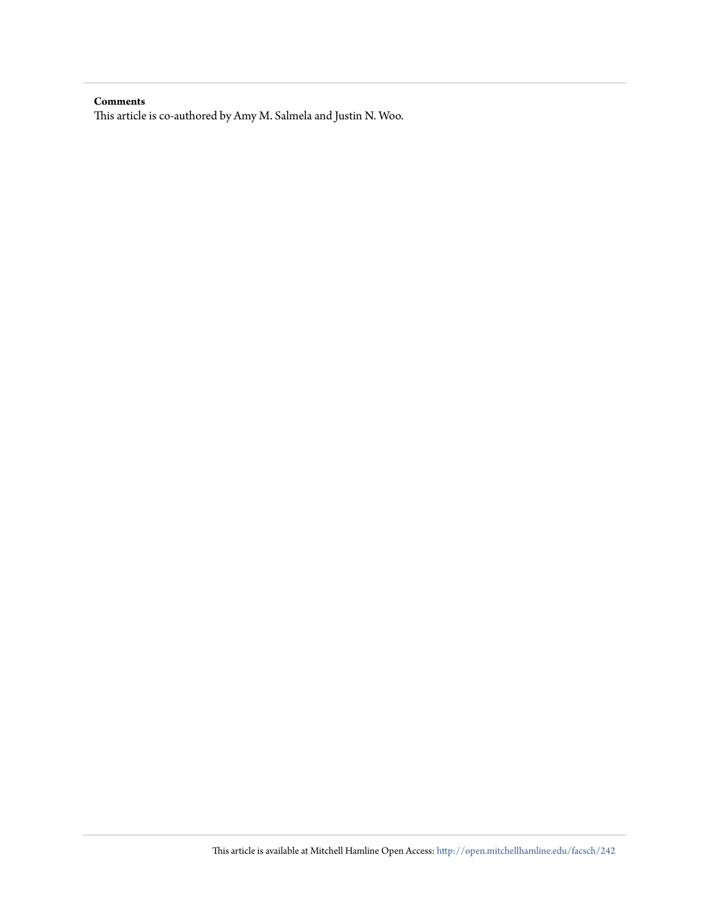**Comments**

This article is co-authored by Amy M. Salmela and Justin N. Woo.

This article is available at Mitchell Hamline Open Access: http://open.mitchellhamline.edu/facsch/242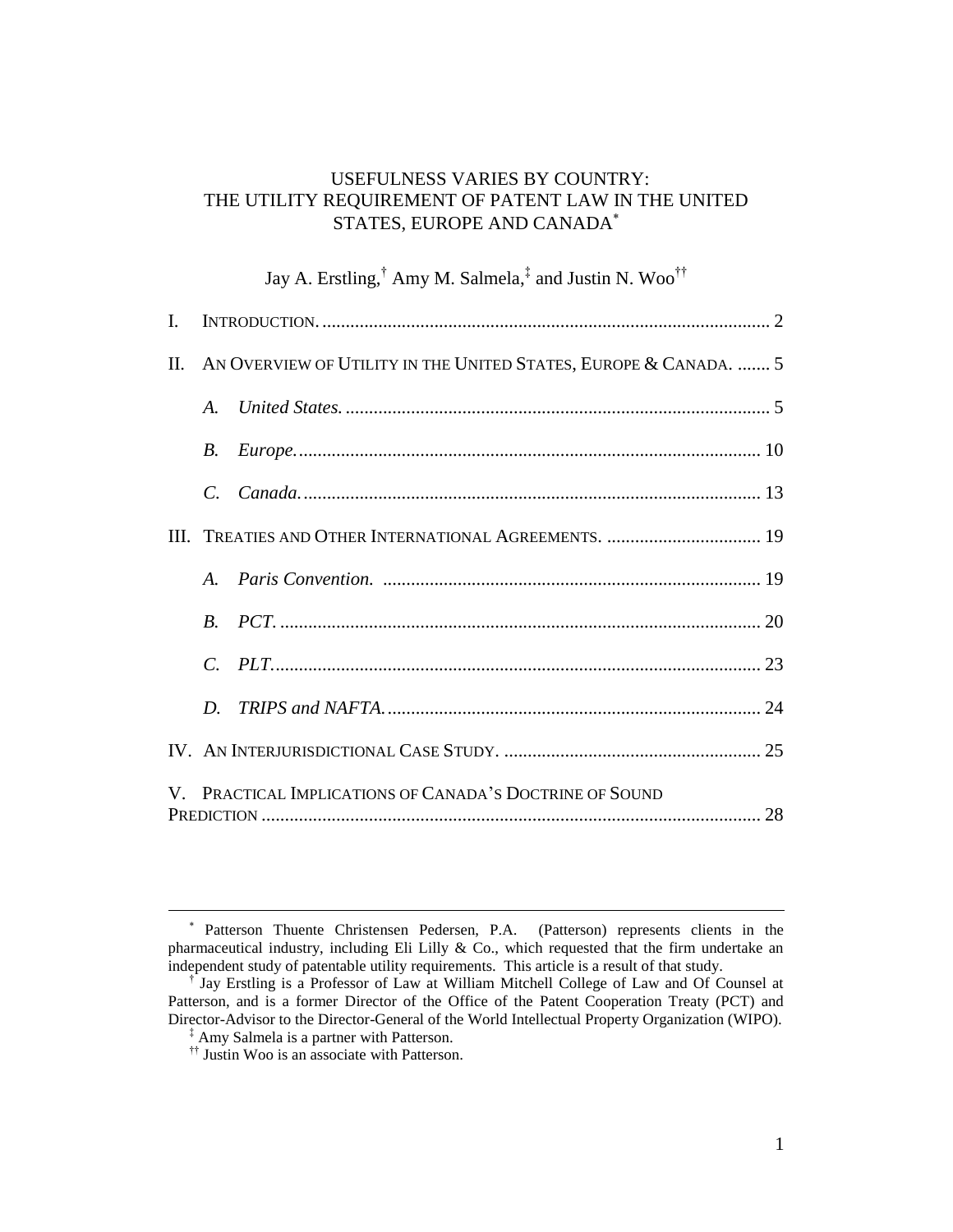USEFULNESS VARIES BY COUNTRY:
THE UTILITY REQUIREMENT OF PATENT LAW IN THE UNITED STATES, EUROPE AND CANADA*

Jay A. Erstling,† Amy M. Salmela,‡ and Justin N. Woo††

I. INTRODUCTION. ..... 2

II. AN OVERVIEW OF UTILITY IN THE UNITED STATES, EUROPE & CANADA. ..... 5

*A. United States.* ..... 5

*B. Europe.* ..... 10

*C. Canada.* ..... 13

III. TREATIES AND OTHER INTERNATIONAL AGREEMENTS. ..... 19

*A. Paris Convention.* ..... 19

*B. PCT.* ..... 20

*C. PLT.* ..... 23

*D. TRIPS and NAFTA.* ..... 24

IV. AN INTERJURISDICTIONAL CASE STUDY. ..... 25

V. PRACTICAL IMPLICATIONS OF CANADA'S DOCTRINE OF SOUND PREDICTION ..... 28

---

* Patterson Thuente Christensen Pedersen, P.A. (Patterson) represents clients in the pharmaceutical industry, including Eli Lilly & Co., which requested that the firm undertake an independent study of patentable utility requirements. This article is a result of that study.

† Jay Erstling is a Professor of Law at William Mitchell College of Law and Of Counsel at Patterson, and is a former Director of the Office of the Patent Cooperation Treaty (PCT) and Director-Advisor to the Director-General of the World Intellectual Property Organization (WIPO).

‡ Amy Salmela is a partner with Patterson.

†† Justin Woo is an associate with Patterson.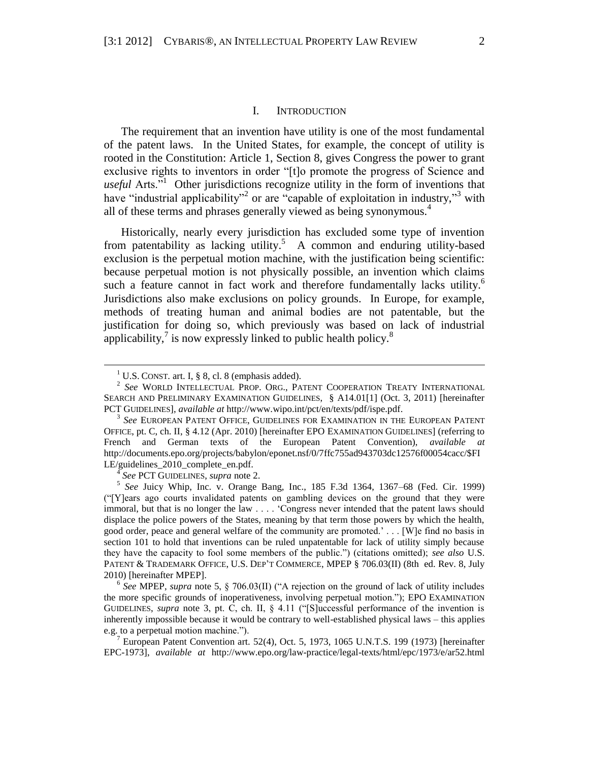## I. INTRODUCTION

The requirement that an invention have utility is one of the most fundamental of the patent laws. In the United States, for example, the concept of utility is rooted in the Constitution: Article 1, Section 8, gives Congress the power to grant exclusive rights to inventors in order "[t]o promote the progress of Science and *useful* Arts."[1] Other jurisdictions recognize utility in the form of inventions that have "industrial applicability"[2] or are "capable of exploitation in industry,"[3] with all of these terms and phrases generally viewed as being synonymous.[4]

Historically, nearly every jurisdiction has excluded some type of invention from patentability as lacking utility.[5] A common and enduring utility-based exclusion is the perpetual motion machine, with the justification being scientific: because perpetual motion is not physically possible, an invention which claims such a feature cannot in fact work and therefore fundamentally lacks utility.[6] Jurisdictions also make exclusions on policy grounds. In Europe, for example, methods of treating human and animal bodies are not patentable, but the justification for doing so, which previously was based on lack of industrial applicability,[7] is now expressly linked to public health policy.[8]

---

[1] U.S. CONST. art. I, § 8, cl. 8 (emphasis added).

[2] *See* WORLD INTELLECTUAL PROP. ORG., PATENT COOPERATION TREATY INTERNATIONAL SEARCH AND PRELIMINARY EXAMINATION GUIDELINES, § A14.01[1] (Oct. 3, 2011) [hereinafter PCT GUIDELINES], *available at* http://www.wipo.int/pct/en/texts/pdf/ispe.pdf.

[3] *See* EUROPEAN PATENT OFFICE, GUIDELINES FOR EXAMINATION IN THE EUROPEAN PATENT OFFICE, pt. C, ch. II, § 4.12 (Apr. 2010) [hereinafter EPO EXAMINATION GUIDELINES] (referring to French and German texts of the European Patent Convention), *available at* http://documents.epo.org/projects/babylon/eponet.nsf/0/7ffc755ad943703dc12576f00054cacc/$FILE/guidelines_2010_complete_en.pdf.

[4] *See* PCT GUIDELINES, *supra* note 2.

[5] *See* Juicy Whip, Inc. v. Orange Bang, Inc., 185 F.3d 1364, 1367–68 (Fed. Cir. 1999) ("[Y]ears ago courts invalidated patents on gambling devices on the ground that they were immoral, but that is no longer the law . . . . 'Congress never intended that the patent laws should displace the police powers of the States, meaning by that term those powers by which the health, good order, peace and general welfare of the community are promoted.' . . . [W]e find no basis in section 101 to hold that inventions can be ruled unpatentable for lack of utility simply because they have the capacity to fool some members of the public.") (citations omitted); *see also* U.S. PATENT & TRADEMARK OFFICE, U.S. DEP'T COMMERCE, MPEP § 706.03(II) (8th ed. Rev. 8, July 2010) [hereinafter MPEP].

[6] *See* MPEP, *supra* note 5, § 706.03(II) ("A rejection on the ground of lack of utility includes the more specific grounds of inoperativeness, involving perpetual motion."); EPO EXAMINATION GUIDELINES, *supra* note 3, pt. C, ch. II, § 4.11 ("[S]uccessful performance of the invention is inherently impossible because it would be contrary to well-established physical laws – this applies e.g. to a perpetual motion machine.").

[7] European Patent Convention art. 52(4), Oct. 5, 1973, 1065 U.N.T.S. 199 (1973) [hereinafter EPC-1973], *available at* http://www.epo.org/law-practice/legal-texts/html/epc/1973/e/ar52.html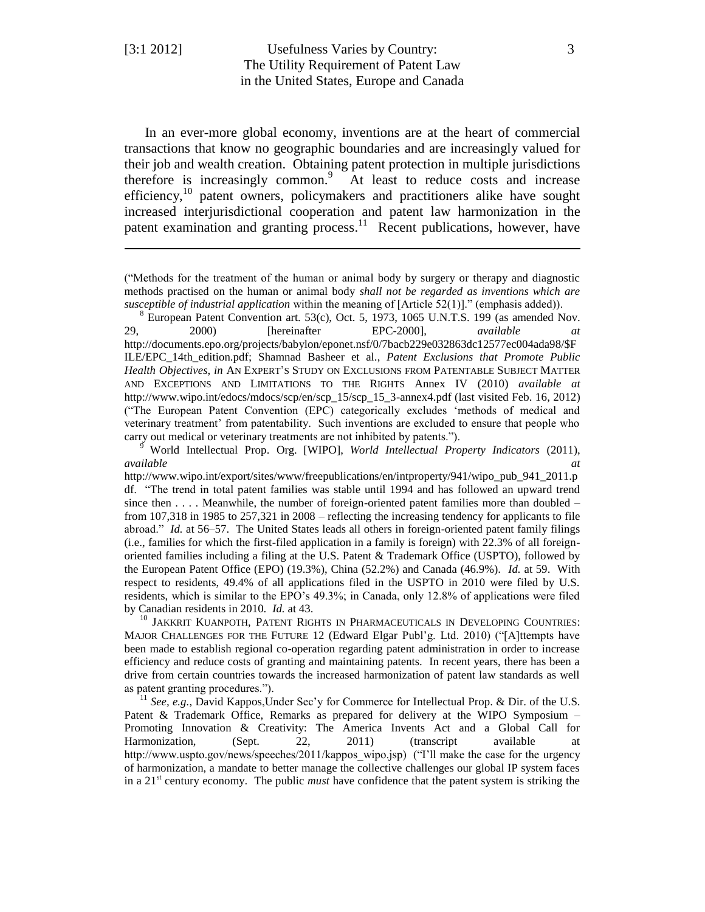In an ever-more global economy, inventions are at the heart of commercial transactions that know no geographic boundaries and are increasingly valued for their job and wealth creation. Obtaining patent protection in multiple jurisdictions therefore is increasingly common.[9] At least to reduce costs and increase efficiency,[10] patent owners, policymakers and practitioners alike have sought increased interjurisdictional cooperation and patent law harmonization in the patent examination and granting process.[11] Recent publications, however, have

---

("Methods for the treatment of the human or animal body by surgery or therapy and diagnostic methods practised on the human or animal body *shall not be regarded as inventions which are susceptible of industrial application* within the meaning of [Article 52(1)]." (emphasis added)).

[8] European Patent Convention art. 53(c), Oct. 5, 1973, 1065 U.N.T.S. 199 (as amended Nov. 29, 2000) [hereinafter EPC-2000], *available at* http://documents.epo.org/projects/babylon/eponet.nsf/0/7bacb229e032863dc12577ec004ada98/$FILE/EPC_14th_edition.pdf; Shamnad Basheer et al., *Patent Exclusions that Promote Public Health Objectives*, *in* AN EXPERT'S STUDY ON EXCLUSIONS FROM PATENTABLE SUBJECT MATTER AND EXCEPTIONS AND LIMITATIONS TO THE RIGHTS Annex IV (2010) *available at* http://www.wipo.int/edocs/mdocs/scp/en/scp_15/scp_15_3-annex4.pdf (last visited Feb. 16, 2012) ("The European Patent Convention (EPC) categorically excludes 'methods of medical and veterinary treatment' from patentability. Such inventions are excluded to ensure that people who carry out medical or veterinary treatments are not inhibited by patents.").

[9] World Intellectual Prop. Org. [WIPO], *World Intellectual Property Indicators* (2011), *available at* http://www.wipo.int/export/sites/www/freepublications/en/intproperty/941/wipo_pub_941_2011.pdf. "The trend in total patent families was stable until 1994 and has followed an upward trend since then . . . . Meanwhile, the number of foreign-oriented patent families more than doubled – from 107,318 in 1985 to 257,321 in 2008 – reflecting the increasing tendency for applicants to file abroad." *Id.* at 56–57. The United States leads all others in foreign-oriented patent family filings (i.e., families for which the first-filed application in a family is foreign) with 22.3% of all foreign-oriented families including a filing at the U.S. Patent & Trademark Office (USPTO), followed by the European Patent Office (EPO) (19.3%), China (52.2%) and Canada (46.9%). *Id.* at 59. With respect to residents, 49.4% of all applications filed in the USPTO in 2010 were filed by U.S. residents, which is similar to the EPO's 49.3%; in Canada, only 12.8% of applications were filed by Canadian residents in 2010. *Id.* at 43.

[10] JAKKRIT KUANPOTH, PATENT RIGHTS IN PHARMACEUTICALS IN DEVELOPING COUNTRIES: MAJOR CHALLENGES FOR THE FUTURE 12 (Edward Elgar Publ'g. Ltd. 2010) ("[A]ttempts have been made to establish regional co-operation regarding patent administration in order to increase efficiency and reduce costs of granting and maintaining patents. In recent years, there has been a drive from certain countries towards the increased harmonization of patent law standards as well as patent granting procedures.").

[11] *See, e.g.*, David Kappos,Under Sec'y for Commerce for Intellectual Prop. & Dir. of the U.S. Patent & Trademark Office, Remarks as prepared for delivery at the WIPO Symposium – Promoting Innovation & Creativity: The America Invents Act and a Global Call for Harmonization, (Sept. 22, 2011) (transcript available at http://www.uspto.gov/news/speeches/2011/kappos_wipo.jsp) ("I'll make the case for the urgency of harmonization, a mandate to better manage the collective challenges our global IP system faces in a 21st century economy. The public *must* have confidence that the patent system is striking the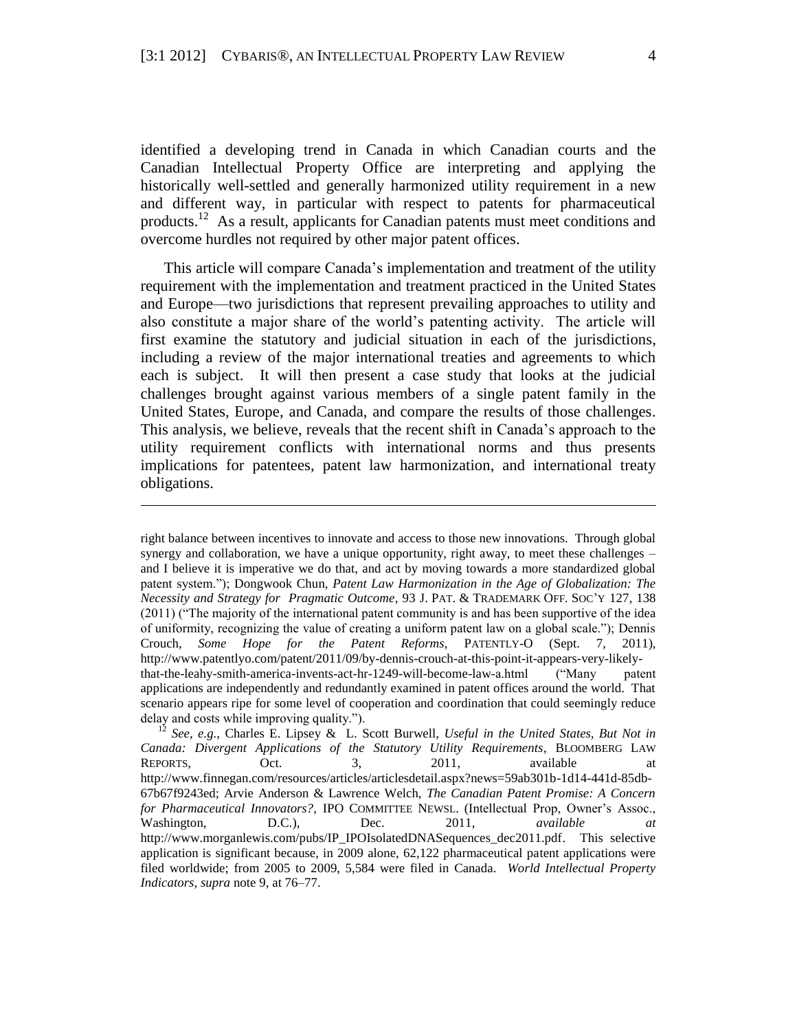identified a developing trend in Canada in which Canadian courts and the Canadian Intellectual Property Office are interpreting and applying the historically well-settled and generally harmonized utility requirement in a new and different way, in particular with respect to patents for pharmaceutical products.[12] As a result, applicants for Canadian patents must meet conditions and overcome hurdles not required by other major patent offices.

This article will compare Canada's implementation and treatment of the utility requirement with the implementation and treatment practiced in the United States and Europe—two jurisdictions that represent prevailing approaches to utility and also constitute a major share of the world's patenting activity. The article will first examine the statutory and judicial situation in each of the jurisdictions, including a review of the major international treaties and agreements to which each is subject. It will then present a case study that looks at the judicial challenges brought against various members of a single patent family in the United States, Europe, and Canada, and compare the results of those challenges. This analysis, we believe, reveals that the recent shift in Canada's approach to the utility requirement conflicts with international norms and thus presents implications for patentees, patent law harmonization, and international treaty obligations.

---

right balance between incentives to innovate and access to those new innovations. Through global synergy and collaboration, we have a unique opportunity, right away, to meet these challenges – and I believe it is imperative we do that, and act by moving towards a more standardized global patent system."); Dongwook Chun, *Patent Law Harmonization in the Age of Globalization: The Necessity and Strategy for Pragmatic Outcome*, 93 J. PAT. & TRADEMARK OFF. SOC'Y 127, 138 (2011) ("The majority of the international patent community is and has been supportive of the idea of uniformity, recognizing the value of creating a uniform patent law on a global scale."); Dennis Crouch, *Some Hope for the Patent Reforms*, PATENTLY-O (Sept. 7, 2011), http://www.patentlyo.com/patent/2011/09/by-dennis-crouch-at-this-point-it-appears-very-likely-that-the-leahy-smith-america-invents-act-hr-1249-will-become-law-a.html ("Many patent applications are independently and redundantly examined in patent offices around the world. That scenario appears ripe for some level of cooperation and coordination that could seemingly reduce delay and costs while improving quality.").

[12] *See, e.g.*, Charles E. Lipsey & L. Scott Burwell, *Useful in the United States, But Not in Canada: Divergent Applications of the Statutory Utility Requirements*, BLOOMBERG LAW REPORTS, Oct. 3, 2011, available at http://www.finnegan.com/resources/articles/articlesdetail.aspx?news=59ab301b-1d14-441d-85db-67b67f9243ed; Arvie Anderson & Lawrence Welch, *The Canadian Patent Promise: A Concern for Pharmaceutical Innovators?*, IPO COMMITTEE NEWSL. (Intellectual Prop, Owner's Assoc., Washington, D.C.), Dec. 2011, *available at* http://www.morganlewis.com/pubs/IP_IPOIsolatedDNASequences_dec2011.pdf. This selective application is significant because, in 2009 alone, 62,122 pharmaceutical patent applications were filed worldwide; from 2005 to 2009, 5,584 were filed in Canada. *World Intellectual Property Indicators*, *supra* note 9, at 76–77.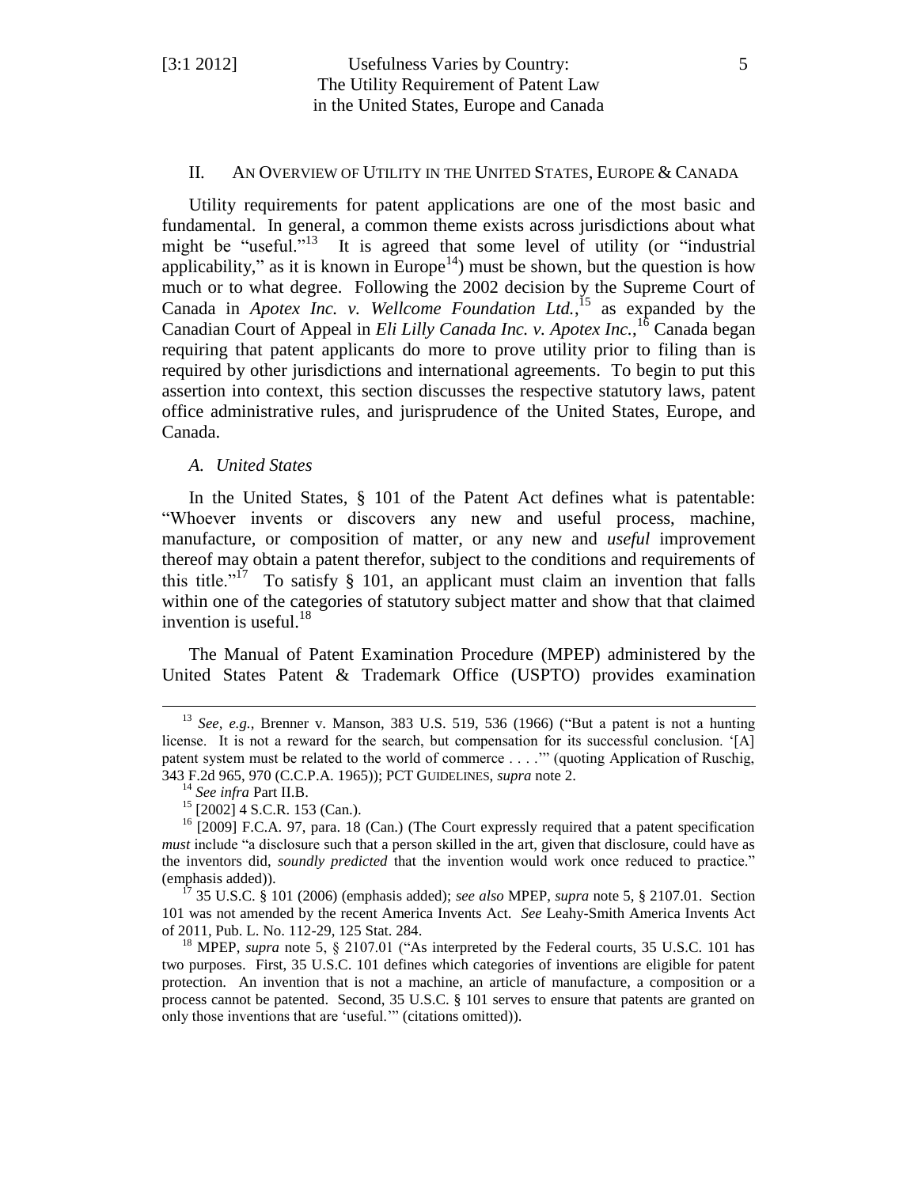## II. AN OVERVIEW OF UTILITY IN THE UNITED STATES, EUROPE & CANADA

Utility requirements for patent applications are one of the most basic and fundamental. In general, a common theme exists across jurisdictions about what might be "useful."[13] It is agreed that some level of utility (or "industrial applicability," as it is known in Europe[14]) must be shown, but the question is how much or to what degree. Following the 2002 decision by the Supreme Court of Canada in *Apotex Inc. v. Wellcome Foundation Ltd.*,[15] as expanded by the Canadian Court of Appeal in *Eli Lilly Canada Inc. v. Apotex Inc.*,[16] Canada began requiring that patent applicants do more to prove utility prior to filing than is required by other jurisdictions and international agreements. To begin to put this assertion into context, this section discusses the respective statutory laws, patent office administrative rules, and jurisprudence of the United States, Europe, and Canada.

### *A. United States*

In the United States, § 101 of the Patent Act defines what is patentable: "Whoever invents or discovers any new and useful process, machine, manufacture, or composition of matter, or any new and *useful* improvement thereof may obtain a patent therefor, subject to the conditions and requirements of this title."[17] To satisfy § 101, an applicant must claim an invention that falls within one of the categories of statutory subject matter and show that that claimed invention is useful.[18]

The Manual of Patent Examination Procedure (MPEP) administered by the United States Patent & Trademark Office (USPTO) provides examination

---

[13] *See, e.g.*, Brenner v. Manson, 383 U.S. 519, 536 (1966) ("But a patent is not a hunting license. It is not a reward for the search, but compensation for its successful conclusion. '[A] patent system must be related to the world of commerce . . . .'" (quoting Application of Ruschig, 343 F.2d 965, 970 (C.C.P.A. 1965)); PCT GUIDELINES, *supra* note 2.

[14] *See infra* Part II.B.

[15] [2002] 4 S.C.R. 153 (Can.).

[16] [2009] F.C.A. 97, para. 18 (Can.) (The Court expressly required that a patent specification *must* include "a disclosure such that a person skilled in the art, given that disclosure, could have as the inventors did, *soundly predicted* that the invention would work once reduced to practice." (emphasis added)).

[17] 35 U.S.C. § 101 (2006) (emphasis added); *see also* MPEP, *supra* note 5, § 2107.01. Section 101 was not amended by the recent America Invents Act. *See* Leahy-Smith America Invents Act of 2011, Pub. L. No. 112-29, 125 Stat. 284.

[18] MPEP, *supra* note 5, § 2107.01 ("As interpreted by the Federal courts, 35 U.S.C. 101 has two purposes. First, 35 U.S.C. 101 defines which categories of inventions are eligible for patent protection. An invention that is not a machine, an article of manufacture, a composition or a process cannot be patented. Second, 35 U.S.C. § 101 serves to ensure that patents are granted on only those inventions that are 'useful.'" (citations omitted)).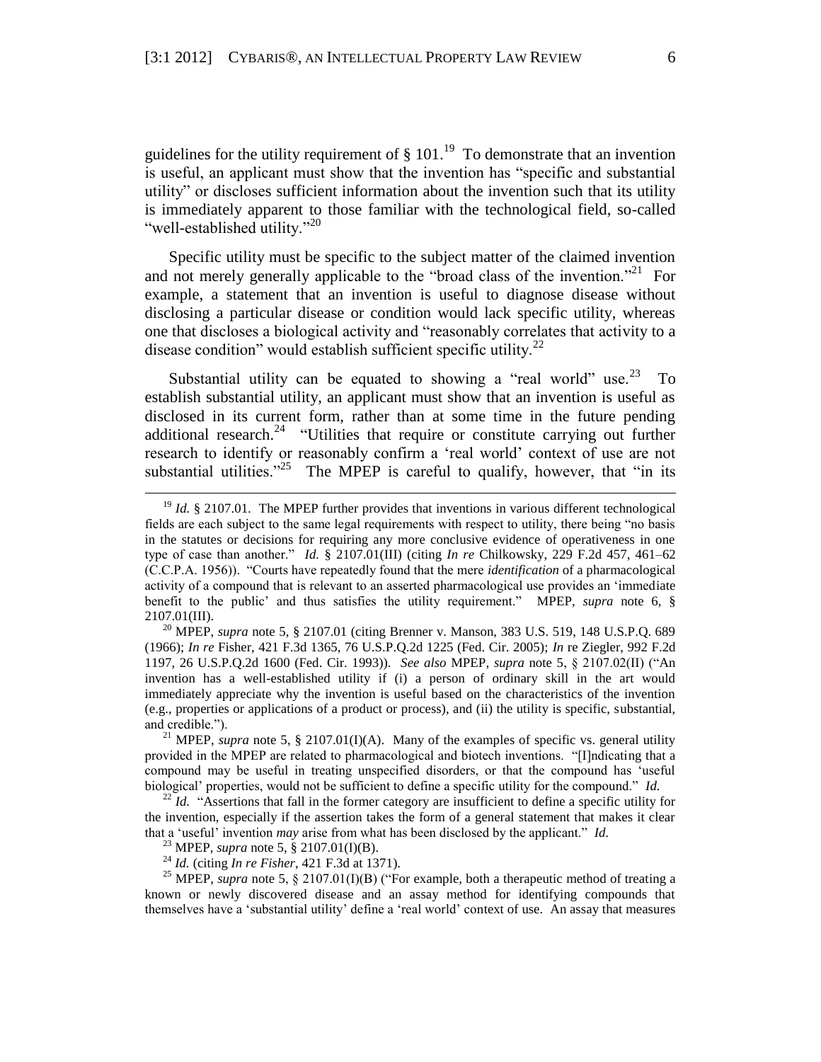guidelines for the utility requirement of § 101.[19] To demonstrate that an invention is useful, an applicant must show that the invention has "specific and substantial utility" or discloses sufficient information about the invention such that its utility is immediately apparent to those familiar with the technological field, so-called "well-established utility."[20]

Specific utility must be specific to the subject matter of the claimed invention and not merely generally applicable to the "broad class of the invention."[21] For example, a statement that an invention is useful to diagnose disease without disclosing a particular disease or condition would lack specific utility, whereas one that discloses a biological activity and "reasonably correlates that activity to a disease condition" would establish sufficient specific utility.[22]

Substantial utility can be equated to showing a "real world" use.[23] To establish substantial utility, an applicant must show that an invention is useful as disclosed in its current form, rather than at some time in the future pending additional research.[24] "Utilities that require or constitute carrying out further research to identify or reasonably confirm a 'real world' context of use are not substantial utilities."[25] The MPEP is careful to qualify, however, that "in its

---

[19] *Id.* § 2107.01. The MPEP further provides that inventions in various different technological fields are each subject to the same legal requirements with respect to utility, there being "no basis in the statutes or decisions for requiring any more conclusive evidence of operativeness in one type of case than another." *Id.* § 2107.01(III) (citing *In re* Chilkowsky, 229 F.2d 457, 461–62 (C.C.P.A. 1956)). "Courts have repeatedly found that the mere *identification* of a pharmacological activity of a compound that is relevant to an asserted pharmacological use provides an 'immediate benefit to the public' and thus satisfies the utility requirement." MPEP, *supra* note 6, § 2107.01(III).

[20] MPEP, *supra* note 5, § 2107.01 (citing Brenner v. Manson, 383 U.S. 519, 148 U.S.P.Q. 689 (1966); *In re* Fisher, 421 F.3d 1365, 76 U.S.P.Q.2d 1225 (Fed. Cir. 2005); *In* re Ziegler, 992 F.2d 1197, 26 U.S.P.Q.2d 1600 (Fed. Cir. 1993)). *See also* MPEP, *supra* note 5, § 2107.02(II) ("An invention has a well-established utility if (i) a person of ordinary skill in the art would immediately appreciate why the invention is useful based on the characteristics of the invention (e.g., properties or applications of a product or process), and (ii) the utility is specific, substantial, and credible.").

[21] MPEP, *supra* note 5, § 2107.01(I)(A). Many of the examples of specific vs. general utility provided in the MPEP are related to pharmacological and biotech inventions. "[I]ndicating that a compound may be useful in treating unspecified disorders, or that the compound has 'useful biological' properties, would not be sufficient to define a specific utility for the compound." *Id.*

[22] *Id.* "Assertions that fall in the former category are insufficient to define a specific utility for the invention, especially if the assertion takes the form of a general statement that makes it clear that a 'useful' invention *may* arise from what has been disclosed by the applicant." *Id.*

[23] MPEP, *supra* note 5, § 2107.01(I)(B).

[24] *Id.* (citing *In re Fisher*, 421 F.3d at 1371).

[25] MPEP, *supra* note 5, § 2107.01(I)(B) ("For example, both a therapeutic method of treating a known or newly discovered disease and an assay method for identifying compounds that themselves have a 'substantial utility' define a 'real world' context of use. An assay that measures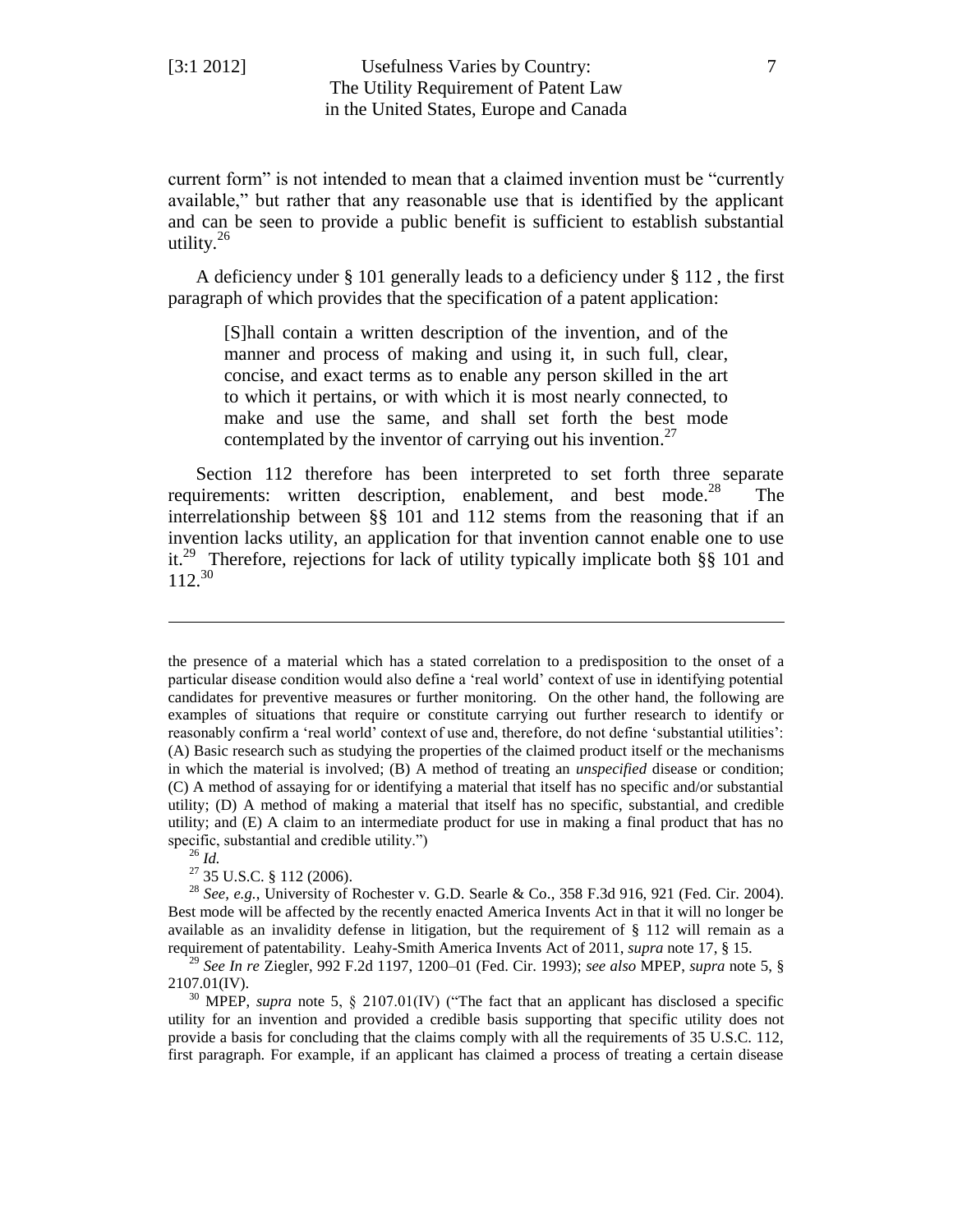current form" is not intended to mean that a claimed invention must be "currently available," but rather that any reasonable use that is identified by the applicant and can be seen to provide a public benefit is sufficient to establish substantial utility.[26]

A deficiency under § 101 generally leads to a deficiency under § 112 , the first paragraph of which provides that the specification of a patent application:

> [S]hall contain a written description of the invention, and of the manner and process of making and using it, in such full, clear, concise, and exact terms as to enable any person skilled in the art to which it pertains, or with which it is most nearly connected, to make and use the same, and shall set forth the best mode contemplated by the inventor of carrying out his invention.[27]

Section 112 therefore has been interpreted to set forth three separate requirements: written description, enablement, and best mode.[28] The interrelationship between §§ 101 and 112 stems from the reasoning that if an invention lacks utility, an application for that invention cannot enable one to use it.[29] Therefore, rejections for lack of utility typically implicate both §§ 101 and 112.[30]

---

the presence of a material which has a stated correlation to a predisposition to the onset of a particular disease condition would also define a 'real world' context of use in identifying potential candidates for preventive measures or further monitoring. On the other hand, the following are examples of situations that require or constitute carrying out further research to identify or reasonably confirm a 'real world' context of use and, therefore, do not define 'substantial utilities': (A) Basic research such as studying the properties of the claimed product itself or the mechanisms in which the material is involved; (B) A method of treating an *unspecified* disease or condition; (C) A method of assaying for or identifying a material that itself has no specific and/or substantial utility; (D) A method of making a material that itself has no specific, substantial, and credible utility; and (E) A claim to an intermediate product for use in making a final product that has no specific, substantial and credible utility.")

[26] *Id.*

[27] 35 U.S.C. § 112 (2006).

[28] *See, e.g.*, University of Rochester v. G.D. Searle & Co., 358 F.3d 916, 921 (Fed. Cir. 2004). Best mode will be affected by the recently enacted America Invents Act in that it will no longer be available as an invalidity defense in litigation, but the requirement of § 112 will remain as a requirement of patentability. Leahy-Smith America Invents Act of 2011, *supra* note 17, § 15.

[29] *See In re* Ziegler, 992 F.2d 1197, 1200–01 (Fed. Cir. 1993); *see also* MPEP, *supra* note 5, § 2107.01(IV).

[30] MPEP, *supra* note 5, § 2107.01(IV) ("The fact that an applicant has disclosed a specific utility for an invention and provided a credible basis supporting that specific utility does not provide a basis for concluding that the claims comply with all the requirements of 35 U.S.C. 112, first paragraph. For example, if an applicant has claimed a process of treating a certain disease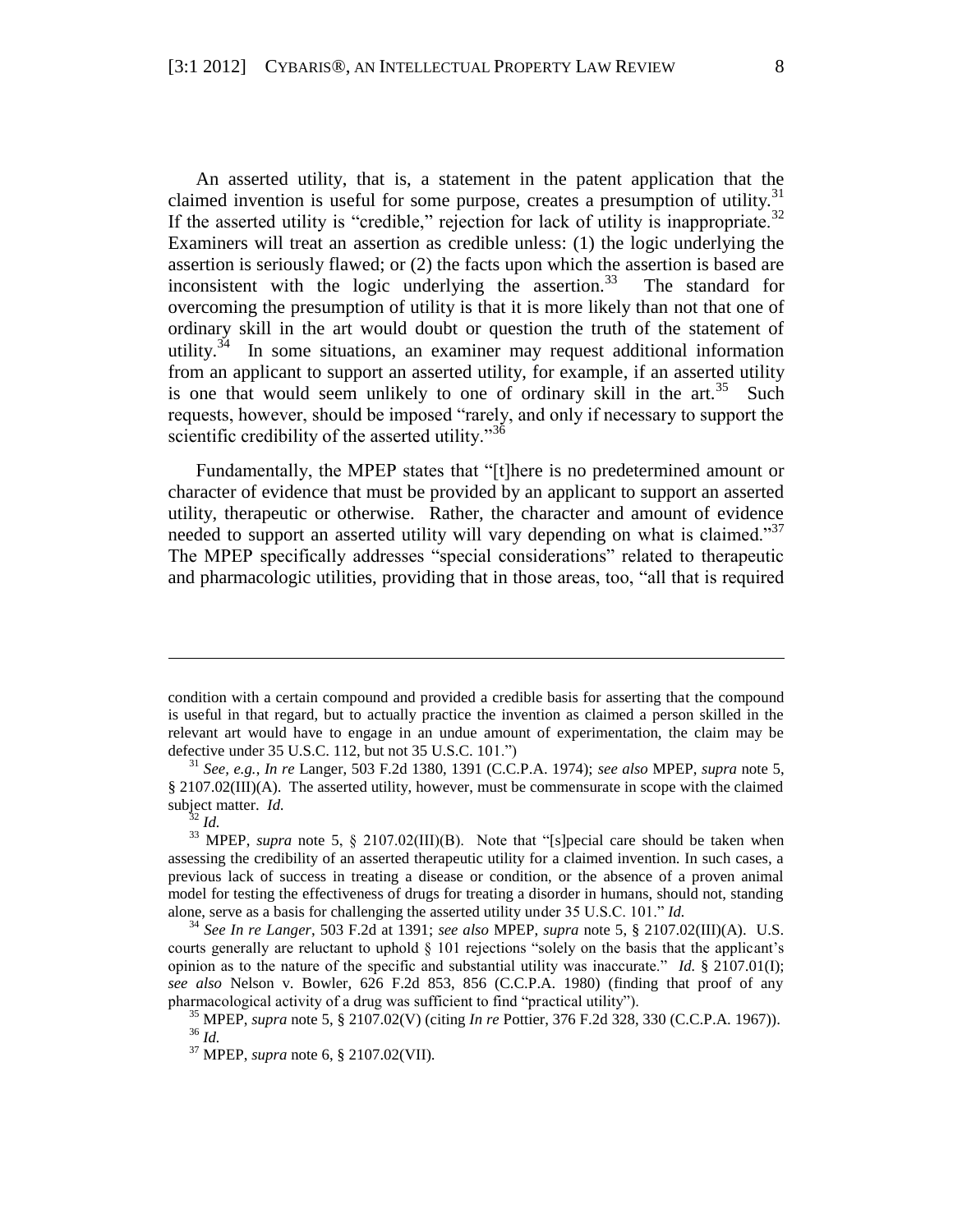An asserted utility, that is, a statement in the patent application that the claimed invention is useful for some purpose, creates a presumption of utility.[31] If the asserted utility is "credible," rejection for lack of utility is inappropriate.[32] Examiners will treat an assertion as credible unless: (1) the logic underlying the assertion is seriously flawed; or (2) the facts upon which the assertion is based are inconsistent with the logic underlying the assertion.[33] The standard for overcoming the presumption of utility is that it is more likely than not that one of ordinary skill in the art would doubt or question the truth of the statement of utility.[34] In some situations, an examiner may request additional information from an applicant to support an asserted utility, for example, if an asserted utility is one that would seem unlikely to one of ordinary skill in the art.[35] Such requests, however, should be imposed "rarely, and only if necessary to support the scientific credibility of the asserted utility."[36]

Fundamentally, the MPEP states that "[t]here is no predetermined amount or character of evidence that must be provided by an applicant to support an asserted utility, therapeutic or otherwise. Rather, the character and amount of evidence needed to support an asserted utility will vary depending on what is claimed."[37] The MPEP specifically addresses "special considerations" related to therapeutic and pharmacologic utilities, providing that in those areas, too, "all that is required

---

condition with a certain compound and provided a credible basis for asserting that the compound is useful in that regard, but to actually practice the invention as claimed a person skilled in the relevant art would have to engage in an undue amount of experimentation, the claim may be defective under 35 U.S.C. 112, but not 35 U.S.C. 101.")

[31] *See, e.g.*, *In re* Langer, 503 F.2d 1380, 1391 (C.C.P.A. 1974); *see also* MPEP, *supra* note 5, § 2107.02(III)(A). The asserted utility, however, must be commensurate in scope with the claimed subject matter. *Id.*

[32] *Id.*

[33] MPEP, *supra* note 5, § 2107.02(III)(B). Note that "[s]pecial care should be taken when assessing the credibility of an asserted therapeutic utility for a claimed invention. In such cases, a previous lack of success in treating a disease or condition, or the absence of a proven animal model for testing the effectiveness of drugs for treating a disorder in humans, should not, standing alone, serve as a basis for challenging the asserted utility under 35 U.S.C. 101." *Id.*

[34] *See In re Langer*, 503 F.2d at 1391; *see also* MPEP, *supra* note 5, § 2107.02(III)(A). U.S. courts generally are reluctant to uphold § 101 rejections "solely on the basis that the applicant's opinion as to the nature of the specific and substantial utility was inaccurate." *Id.* § 2107.01(I); *see also* Nelson v. Bowler, 626 F.2d 853, 856 (C.C.P.A. 1980) (finding that proof of any pharmacological activity of a drug was sufficient to find "practical utility").

[35] MPEP, *supra* note 5, § 2107.02(V) (citing *In re* Pottier, 376 F.2d 328, 330 (C.C.P.A. 1967)).

[36] *Id.*

[37] MPEP, *supra* note 6, § 2107.02(VII).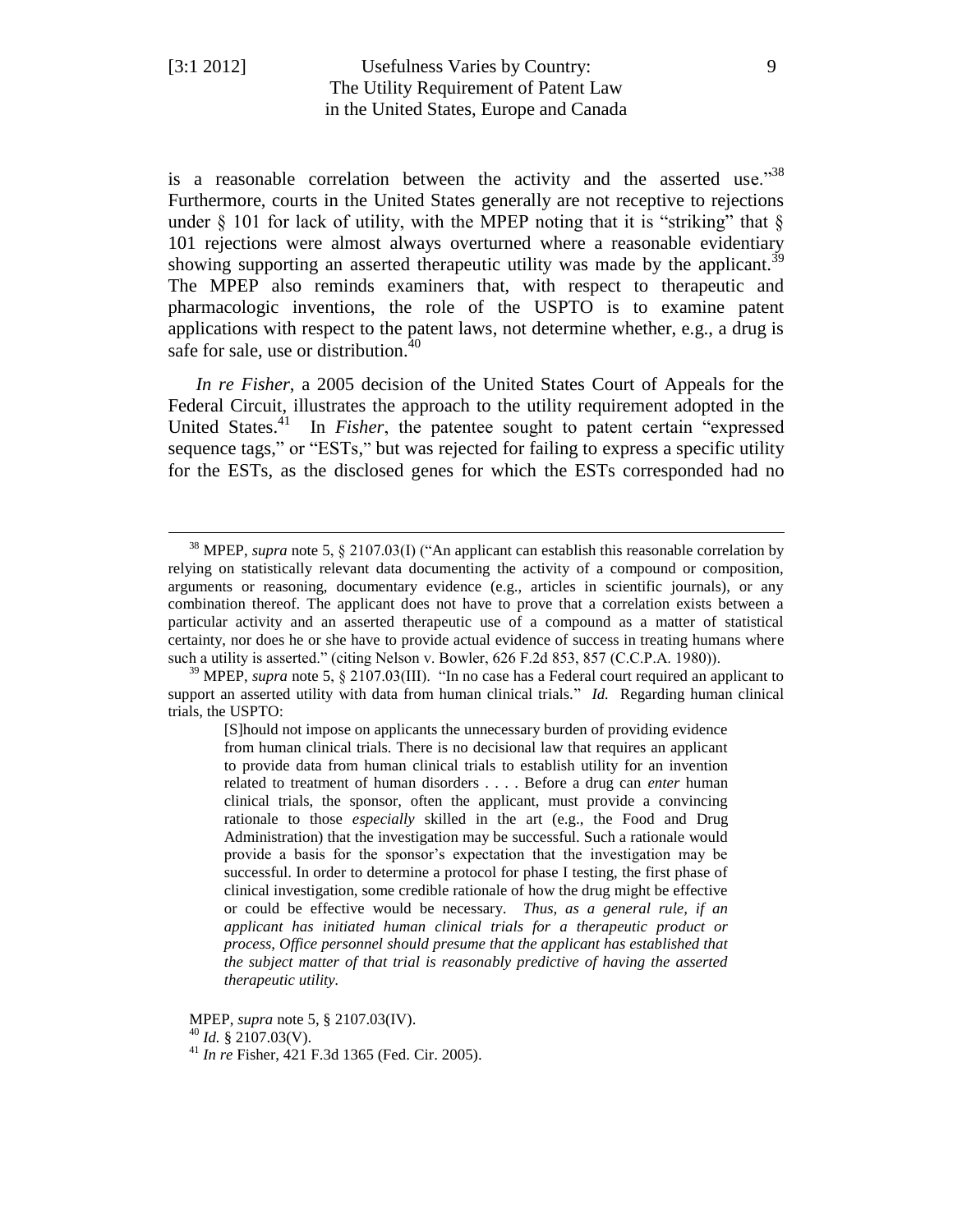is a reasonable correlation between the activity and the asserted use."[38] Furthermore, courts in the United States generally are not receptive to rejections under § 101 for lack of utility, with the MPEP noting that it is "striking" that § 101 rejections were almost always overturned where a reasonable evidentiary showing supporting an asserted therapeutic utility was made by the applicant.[39] The MPEP also reminds examiners that, with respect to therapeutic and pharmacologic inventions, the role of the USPTO is to examine patent applications with respect to the patent laws, not determine whether, e.g., a drug is safe for sale, use or distribution.[40]

*In re Fisher*, a 2005 decision of the United States Court of Appeals for the Federal Circuit, illustrates the approach to the utility requirement adopted in the United States.[41] In *Fisher*, the patentee sought to patent certain "expressed sequence tags," or "ESTs," but was rejected for failing to express a specific utility for the ESTs, as the disclosed genes for which the ESTs corresponded had no

---

[38] MPEP, *supra* note 5, § 2107.03(I) ("An applicant can establish this reasonable correlation by relying on statistically relevant data documenting the activity of a compound or composition, arguments or reasoning, documentary evidence (e.g., articles in scientific journals), or any combination thereof. The applicant does not have to prove that a correlation exists between a particular activity and an asserted therapeutic use of a compound as a matter of statistical certainty, nor does he or she have to provide actual evidence of success in treating humans where such a utility is asserted." (citing Nelson v. Bowler, 626 F.2d 853, 857 (C.C.P.A. 1980)).

[39] MPEP, *supra* note 5, § 2107.03(III). "In no case has a Federal court required an applicant to support an asserted utility with data from human clinical trials." *Id.* Regarding human clinical trials, the USPTO:

> [S]hould not impose on applicants the unnecessary burden of providing evidence from human clinical trials. There is no decisional law that requires an applicant to provide data from human clinical trials to establish utility for an invention related to treatment of human disorders . . . . Before a drug can *enter* human clinical trials, the sponsor, often the applicant, must provide a convincing rationale to those *especially* skilled in the art (e.g., the Food and Drug Administration) that the investigation may be successful. Such a rationale would provide a basis for the sponsor's expectation that the investigation may be successful. In order to determine a protocol for phase I testing, the first phase of clinical investigation, some credible rationale of how the drug might be effective or could be effective would be necessary. *Thus, as a general rule, if an applicant has initiated human clinical trials for a therapeutic product or process, Office personnel should presume that the applicant has established that the subject matter of that trial is reasonably predictive of having the asserted therapeutic utility.*

MPEP, *supra* note 5, § 2107.03(IV).

[40] *Id.* § 2107.03(V).

[41] *In re* Fisher, 421 F.3d 1365 (Fed. Cir. 2005).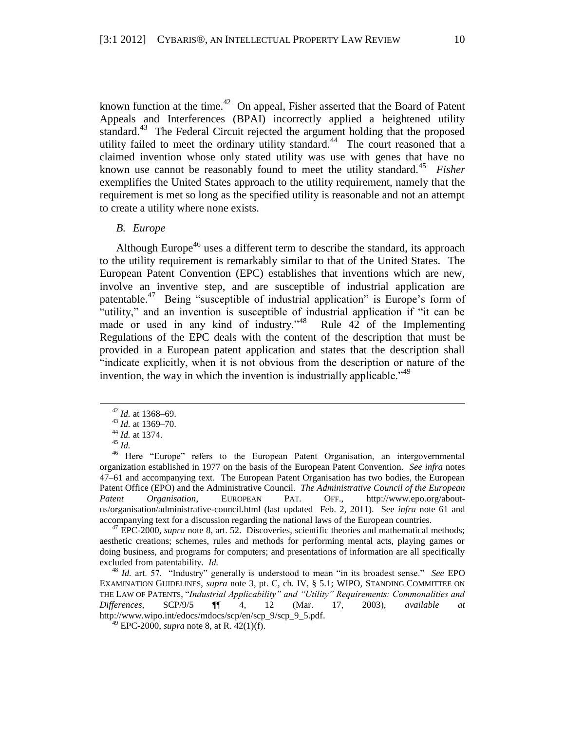known function at the time.[42] On appeal, Fisher asserted that the Board of Patent Appeals and Interferences (BPAI) incorrectly applied a heightened utility standard.[43] The Federal Circuit rejected the argument holding that the proposed utility failed to meet the ordinary utility standard.[44] The court reasoned that a claimed invention whose only stated utility was use with genes that have no known use cannot be reasonably found to meet the utility standard.[45] *Fisher* exemplifies the United States approach to the utility requirement, namely that the requirement is met so long as the specified utility is reasonable and not an attempt to create a utility where none exists.

### *B. Europe*

Although Europe[46] uses a different term to describe the standard, its approach to the utility requirement is remarkably similar to that of the United States. The European Patent Convention (EPC) establishes that inventions which are new, involve an inventive step, and are susceptible of industrial application are patentable.[47] Being "susceptible of industrial application" is Europe's form of "utility," and an invention is susceptible of industrial application if "it can be made or used in any kind of industry."[48] Rule 42 of the Implementing Regulations of the EPC deals with the content of the description that must be provided in a European patent application and states that the description shall "indicate explicitly, when it is not obvious from the description or nature of the invention, the way in which the invention is industrially applicable."[49]

---

[42] *Id.* at 1368–69.

[43] *Id.* at 1369–70.

[44] *Id.* at 1374.

[45] *Id.*

[46] Here "Europe" refers to the European Patent Organisation, an intergovernmental organization established in 1977 on the basis of the European Patent Convention. *See infra* notes 47–61 and accompanying text. The European Patent Organisation has two bodies, the European Patent Office (EPO) and the Administrative Council. *The Administrative Council of the European Patent Organisation*, EUROPEAN PAT. OFF., http://www.epo.org/about-us/organisation/administrative-council.html (last updated Feb. 2, 2011). See *infra* note 61 and accompanying text for a discussion regarding the national laws of the European countries.

[47] EPC-2000, *supra* note 8, art. 52. Discoveries, scientific theories and mathematical methods; aesthetic creations; schemes, rules and methods for performing mental acts, playing games or doing business, and programs for computers; and presentations of information are all specifically excluded from patentability. *Id.*

[48] *Id.* art. 57. "Industry" generally is understood to mean "in its broadest sense." *See* EPO EXAMINATION GUIDELINES, *supra* note 3, pt. C, ch. IV, § 5.1; WIPO, STANDING COMMITTEE ON THE LAW OF PATENTS, "*Industrial Applicability" and "Utility" Requirements: Commonalities and Differences*, SCP/9/5 ¶¶ 4, 12 (Mar. 17, 2003), *available at* http://www.wipo.int/edocs/mdocs/scp/en/scp_9/scp_9_5.pdf.

[49] EPC-2000, *supra* note 8, at R. 42(1)(f).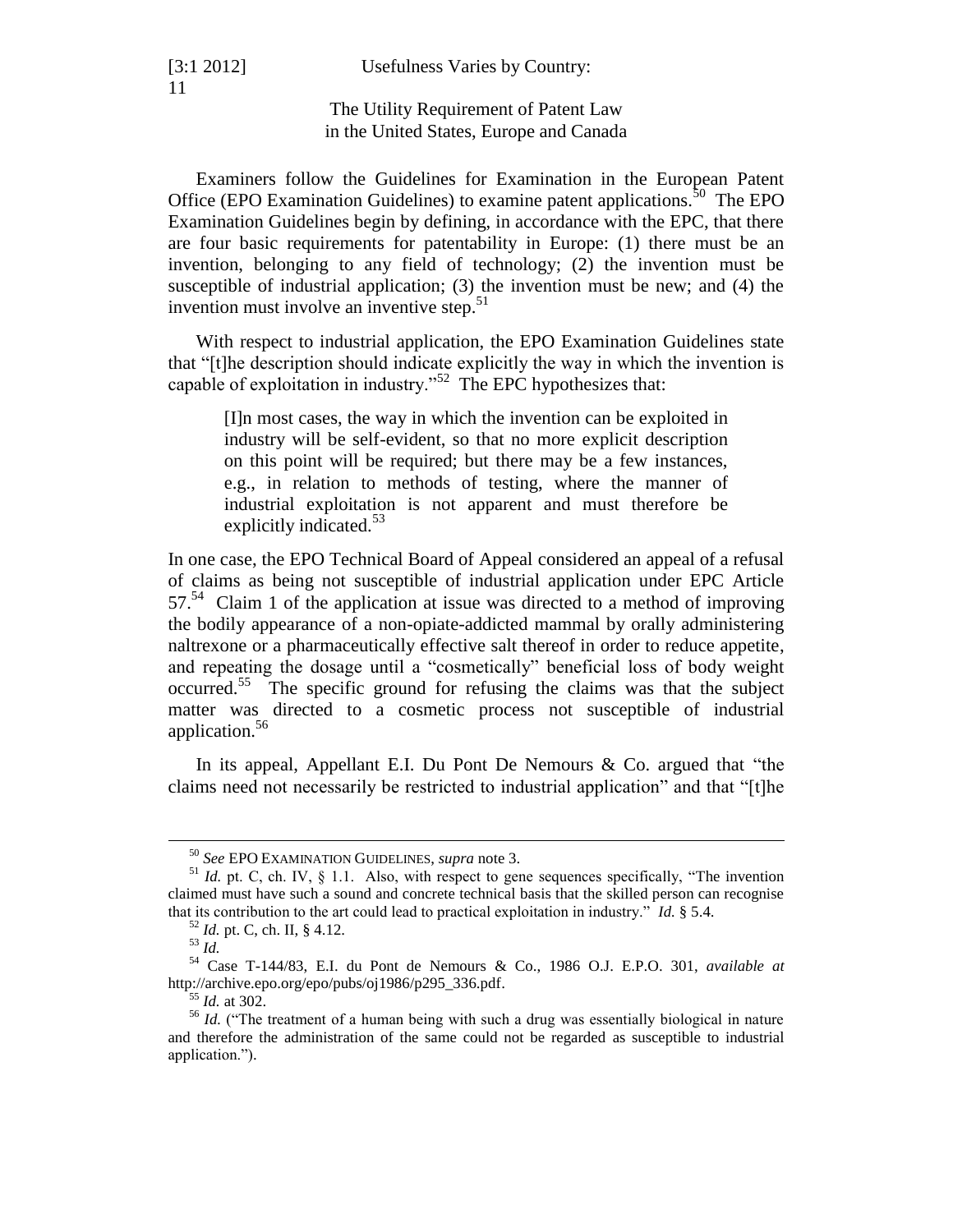Examiners follow the Guidelines for Examination in the European Patent Office (EPO Examination Guidelines) to examine patent applications.[50] The EPO Examination Guidelines begin by defining, in accordance with the EPC, that there are four basic requirements for patentability in Europe: (1) there must be an invention, belonging to any field of technology; (2) the invention must be susceptible of industrial application; (3) the invention must be new; and (4) the invention must involve an inventive step.[51]

With respect to industrial application, the EPO Examination Guidelines state that "[t]he description should indicate explicitly the way in which the invention is capable of exploitation in industry."[52] The EPC hypothesizes that:

> [I]n most cases, the way in which the invention can be exploited in industry will be self-evident, so that no more explicit description on this point will be required; but there may be a few instances, e.g., in relation to methods of testing, where the manner of industrial exploitation is not apparent and must therefore be explicitly indicated.[53]

In one case, the EPO Technical Board of Appeal considered an appeal of a refusal of claims as being not susceptible of industrial application under EPC Article 57.[54] Claim 1 of the application at issue was directed to a method of improving the bodily appearance of a non-opiate-addicted mammal by orally administering naltrexone or a pharmaceutically effective salt thereof in order to reduce appetite, and repeating the dosage until a "cosmetically" beneficial loss of body weight occurred.[55] The specific ground for refusing the claims was that the subject matter was directed to a cosmetic process not susceptible of industrial application.[56]

In its appeal, Appellant E.I. Du Pont De Nemours & Co. argued that "the claims need not necessarily be restricted to industrial application" and that "[t]he

---

[50] *See* EPO EXAMINATION GUIDELINES, *supra* note 3.

[51] *Id.* pt. C, ch. IV, § 1.1. Also, with respect to gene sequences specifically, "The invention claimed must have such a sound and concrete technical basis that the skilled person can recognise that its contribution to the art could lead to practical exploitation in industry." *Id.* § 5.4.

[52] *Id.* pt. C, ch. II, § 4.12.

[53] *Id.*

[54] Case T-144/83, E.I. du Pont de Nemours & Co., 1986 O.J. E.P.O. 301, *available at* http://archive.epo.org/epo/pubs/oj1986/p295_336.pdf.

[55] *Id.* at 302.

[56] *Id.* ("The treatment of a human being with such a drug was essentially biological in nature and therefore the administration of the same could not be regarded as susceptible to industrial application.").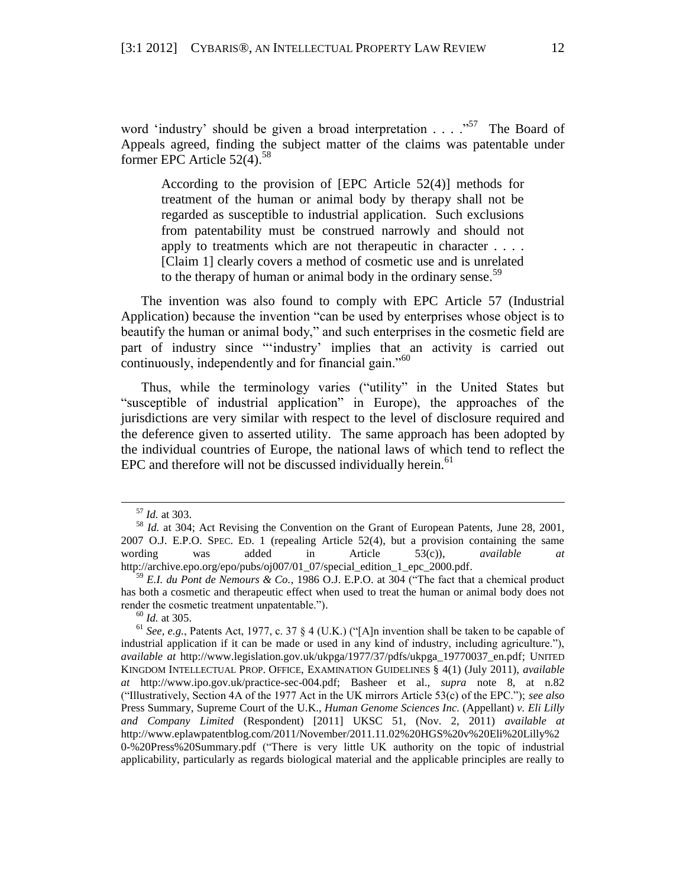word 'industry' should be given a broad interpretation . . . ."[57] The Board of Appeals agreed, finding the subject matter of the claims was patentable under former EPC Article 52(4).[58]

> According to the provision of [EPC Article 52(4)] methods for treatment of the human or animal body by therapy shall not be regarded as susceptible to industrial application. Such exclusions from patentability must be construed narrowly and should not apply to treatments which are not therapeutic in character . . . . [Claim 1] clearly covers a method of cosmetic use and is unrelated to the therapy of human or animal body in the ordinary sense.[59]

The invention was also found to comply with EPC Article 57 (Industrial Application) because the invention "can be used by enterprises whose object is to beautify the human or animal body," and such enterprises in the cosmetic field are part of industry since "'industry' implies that an activity is carried out continuously, independently and for financial gain."[60]

Thus, while the terminology varies ("utility" in the United States but "susceptible of industrial application" in Europe), the approaches of the jurisdictions are very similar with respect to the level of disclosure required and the deference given to asserted utility. The same approach has been adopted by the individual countries of Europe, the national laws of which tend to reflect the EPC and therefore will not be discussed individually herein.[61]

---

[57] *Id.* at 303.

[58] *Id.* at 304; Act Revising the Convention on the Grant of European Patents, June 28, 2001, 2007 O.J. E.P.O. SPEC. ED. 1 (repealing Article 52(4), but a provision containing the same wording was added in Article 53(c)), *available at* http://archive.epo.org/epo/pubs/oj007/01_07/special_edition_1_epc_2000.pdf.

[59] *E.I. du Pont de Nemours & Co.*, 1986 O.J. E.P.O. at 304 ("The fact that a chemical product has both a cosmetic and therapeutic effect when used to treat the human or animal body does not render the cosmetic treatment unpatentable.").

[60] *Id.* at 305.

[61] *See, e.g.*, Patents Act, 1977, c. 37 § 4 (U.K.) ("[A]n invention shall be taken to be capable of industrial application if it can be made or used in any kind of industry, including agriculture."), *available at* http://www.legislation.gov.uk/ukpga/1977/37/pdfs/ukpga_19770037_en.pdf; UNITED KINGDOM INTELLECTUAL PROP. OFFICE, EXAMINATION GUIDELINES § 4(1) (July 2011), *available at* http://www.ipo.gov.uk/practice-sec-004.pdf; Basheer et al., *supra* note 8, at n.82 ("Illustratively, Section 4A of the 1977 Act in the UK mirrors Article 53(c) of the EPC."); *see also* Press Summary, Supreme Court of the U.K., *Human Genome Sciences Inc.* (Appellant) *v. Eli Lilly and Company Limited* (Respondent) [2011] UKSC 51, (Nov. 2, 2011) *available at* http://www.eplawpatentblog.com/2011/November/2011.11.02%20HGS%20v%20Eli%20Lilly%20-%20Press%20Summary.pdf ("There is very little UK authority on the topic of industrial applicability, particularly as regards biological material and the applicable principles are really to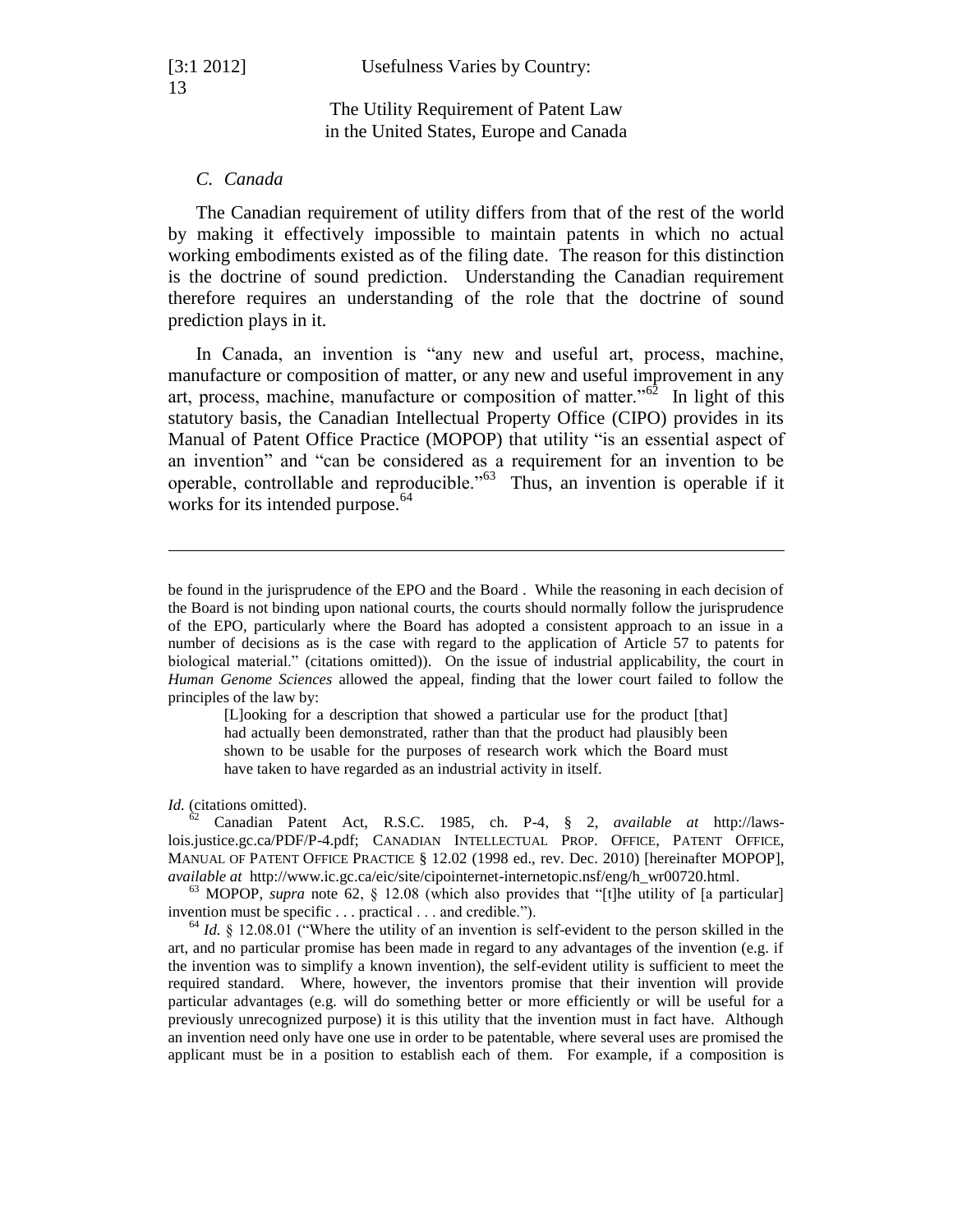### C. Canada

The Canadian requirement of utility differs from that of the rest of the world by making it effectively impossible to maintain patents in which no actual working embodiments existed as of the filing date. The reason for this distinction is the doctrine of sound prediction. Understanding the Canadian requirement therefore requires an understanding of the role that the doctrine of sound prediction plays in it.

In Canada, an invention is "any new and useful art, process, machine, manufacture or composition of matter, or any new and useful improvement in any art, process, machine, manufacture or composition of matter."[62] In light of this statutory basis, the Canadian Intellectual Property Office (CIPO) provides in its Manual of Patent Office Practice (MOPOP) that utility "is an essential aspect of an invention" and "can be considered as a requirement for an invention to be operable, controllable and reproducible."[63] Thus, an invention is operable if it works for its intended purpose.[64]

---

be found in the jurisprudence of the EPO and the Board . While the reasoning in each decision of the Board is not binding upon national courts, the courts should normally follow the jurisprudence of the EPO, particularly where the Board has adopted a consistent approach to an issue in a number of decisions as is the case with regard to the application of Article 57 to patents for biological material." (citations omitted)). On the issue of industrial applicability, the court in *Human Genome Sciences* allowed the appeal, finding that the lower court failed to follow the principles of the law by:

> [L]ooking for a description that showed a particular use for the product [that] had actually been demonstrated, rather than that the product had plausibly been shown to be usable for the purposes of research work which the Board must have taken to have regarded as an industrial activity in itself.

*Id.* (citations omitted).

[62] Canadian Patent Act, R.S.C. 1985, ch. P-4, § 2, *available at* http://laws-lois.justice.gc.ca/PDF/P-4.pdf; CANADIAN INTELLECTUAL PROP. OFFICE, PATENT OFFICE, MANUAL OF PATENT OFFICE PRACTICE § 12.02 (1998 ed., rev. Dec. 2010) [hereinafter MOPOP], *available at* http://www.ic.gc.ca/eic/site/cipointernet-internetopic.nsf/eng/h_wr00720.html.

[63] MOPOP, *supra* note 62, § 12.08 (which also provides that "[t]he utility of [a particular] invention must be specific . . . practical . . . and credible.").

[64] *Id.* § 12.08.01 ("Where the utility of an invention is self-evident to the person skilled in the art, and no particular promise has been made in regard to any advantages of the invention (e.g. if the invention was to simplify a known invention), the self-evident utility is sufficient to meet the required standard. Where, however, the inventors promise that their invention will provide particular advantages (e.g. will do something better or more efficiently or will be useful for a previously unrecognized purpose) it is this utility that the invention must in fact have. Although an invention need only have one use in order to be patentable, where several uses are promised the applicant must be in a position to establish each of them. For example, if a composition is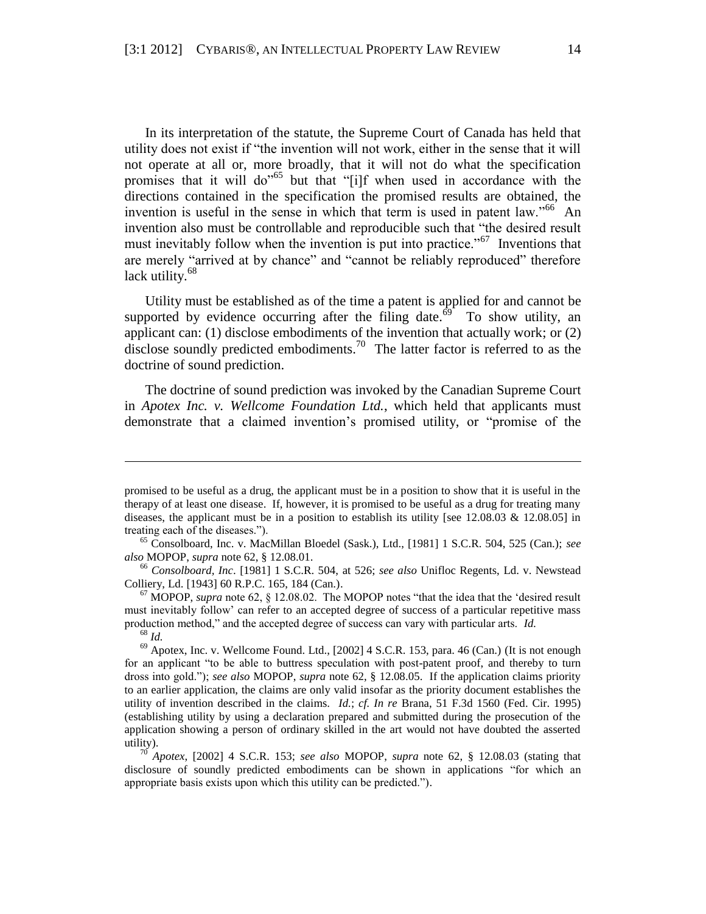In its interpretation of the statute, the Supreme Court of Canada has held that utility does not exist if "the invention will not work, either in the sense that it will not operate at all or, more broadly, that it will not do what the specification promises that it will do"[65] but that "[i]f when used in accordance with the directions contained in the specification the promised results are obtained, the invention is useful in the sense in which that term is used in patent law."[66] An invention also must be controllable and reproducible such that "the desired result must inevitably follow when the invention is put into practice."[67] Inventions that are merely "arrived at by chance" and "cannot be reliably reproduced" therefore lack utility.[68]

Utility must be established as of the time a patent is applied for and cannot be supported by evidence occurring after the filing date.[69] To show utility, an applicant can: (1) disclose embodiments of the invention that actually work; or (2) disclose soundly predicted embodiments.[70] The latter factor is referred to as the doctrine of sound prediction.

The doctrine of sound prediction was invoked by the Canadian Supreme Court in *Apotex Inc. v. Wellcome Foundation Ltd.*, which held that applicants must demonstrate that a claimed invention's promised utility, or "promise of the

---

promised to be useful as a drug, the applicant must be in a position to show that it is useful in the therapy of at least one disease. If, however, it is promised to be useful as a drug for treating many diseases, the applicant must be in a position to establish its utility [see 12.08.03 & 12.08.05] in treating each of the diseases.").

[65] Consolboard, Inc. v. MacMillan Bloedel (Sask.), Ltd., [1981] 1 S.C.R. 504, 525 (Can.); *see also* MOPOP, *supra* note 62, § 12.08.01.

[66] *Consolboard, Inc*. [1981] 1 S.C.R. 504, at 526; *see also* Unifloc Regents, Ld. v. Newstead Colliery, Ld. [1943] 60 R.P.C. 165, 184 (Can.).

[67] MOPOP, *supra* note 62, § 12.08.02. The MOPOP notes "that the idea that the 'desired result must inevitably follow' can refer to an accepted degree of success of a particular repetitive mass production method," and the accepted degree of success can vary with particular arts. *Id.*

[68] *Id.*

[69] Apotex, Inc. v. Wellcome Found. Ltd., [2002] 4 S.C.R. 153, para. 46 (Can.) (It is not enough for an applicant "to be able to buttress speculation with post-patent proof, and thereby to turn dross into gold."); *see also* MOPOP, *supra* note 62, § 12.08.05. If the application claims priority to an earlier application, the claims are only valid insofar as the priority document establishes the utility of invention described in the claims. *Id.*; *cf. In re* Brana, 51 F.3d 1560 (Fed. Cir. 1995) (establishing utility by using a declaration prepared and submitted during the prosecution of the application showing a person of ordinary skilled in the art would not have doubted the asserted utility).

[70] *Apotex*, [2002] 4 S.C.R. 153; *see also* MOPOP, *supra* note 62, § 12.08.03 (stating that disclosure of soundly predicted embodiments can be shown in applications "for which an appropriate basis exists upon which this utility can be predicted.").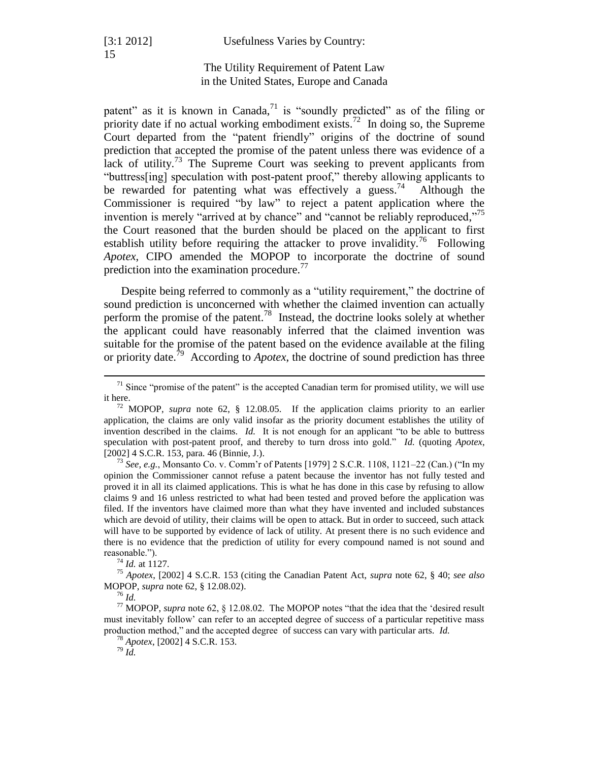patent" as it is known in Canada,[71] is "soundly predicted" as of the filing or priority date if no actual working embodiment exists.[72] In doing so, the Supreme Court departed from the "patent friendly" origins of the doctrine of sound prediction that accepted the promise of the patent unless there was evidence of a lack of utility.[73] The Supreme Court was seeking to prevent applicants from "buttress[ing] speculation with post-patent proof," thereby allowing applicants to be rewarded for patenting what was effectively a guess.[74] Although the Commissioner is required "by law" to reject a patent application where the invention is merely "arrived at by chance" and "cannot be reliably reproduced,"[75] the Court reasoned that the burden should be placed on the applicant to first establish utility before requiring the attacker to prove invalidity.[76] Following *Apotex*, CIPO amended the MOPOP to incorporate the doctrine of sound prediction into the examination procedure.[77]

Despite being referred to commonly as a "utility requirement," the doctrine of sound prediction is unconcerned with whether the claimed invention can actually perform the promise of the patent.[78] Instead, the doctrine looks solely at whether the applicant could have reasonably inferred that the claimed invention was suitable for the promise of the patent based on the evidence available at the filing or priority date.[79] According to *Apotex*, the doctrine of sound prediction has three

---

[71] Since "promise of the patent" is the accepted Canadian term for promised utility, we will use it here.

[72] MOPOP, *supra* note 62, § 12.08.05. If the application claims priority to an earlier application, the claims are only valid insofar as the priority document establishes the utility of invention described in the claims. *Id.* It is not enough for an applicant "to be able to buttress speculation with post-patent proof, and thereby to turn dross into gold." *Id.* (quoting *Apotex*, [2002] 4 S.C.R. 153, para. 46 (Binnie, J.).

[73] *See, e.g.*, Monsanto Co. v. Comm'r of Patents [1979] 2 S.C.R. 1108, 1121–22 (Can.) ("In my opinion the Commissioner cannot refuse a patent because the inventor has not fully tested and proved it in all its claimed applications. This is what he has done in this case by refusing to allow claims 9 and 16 unless restricted to what had been tested and proved before the application was filed. If the inventors have claimed more than what they have invented and included substances which are devoid of utility, their claims will be open to attack. But in order to succeed, such attack will have to be supported by evidence of lack of utility. At present there is no such evidence and there is no evidence that the prediction of utility for every compound named is not sound and reasonable.").

[74] *Id.* at 1127.

[75] *Apotex*, [2002] 4 S.C.R. 153 (citing the Canadian Patent Act, *supra* note 62, § 40; *see also* MOPOP, *supra* note 62, § 12.08.02).

[76] *Id.*

[77] MOPOP, *supra* note 62, § 12.08.02. The MOPOP notes "that the idea that the 'desired result must inevitably follow' can refer to an accepted degree of success of a particular repetitive mass production method," and the accepted degree of success can vary with particular arts. *Id.*

[78] *Apotex*, [2002] 4 S.C.R. 153.

[79] *Id.*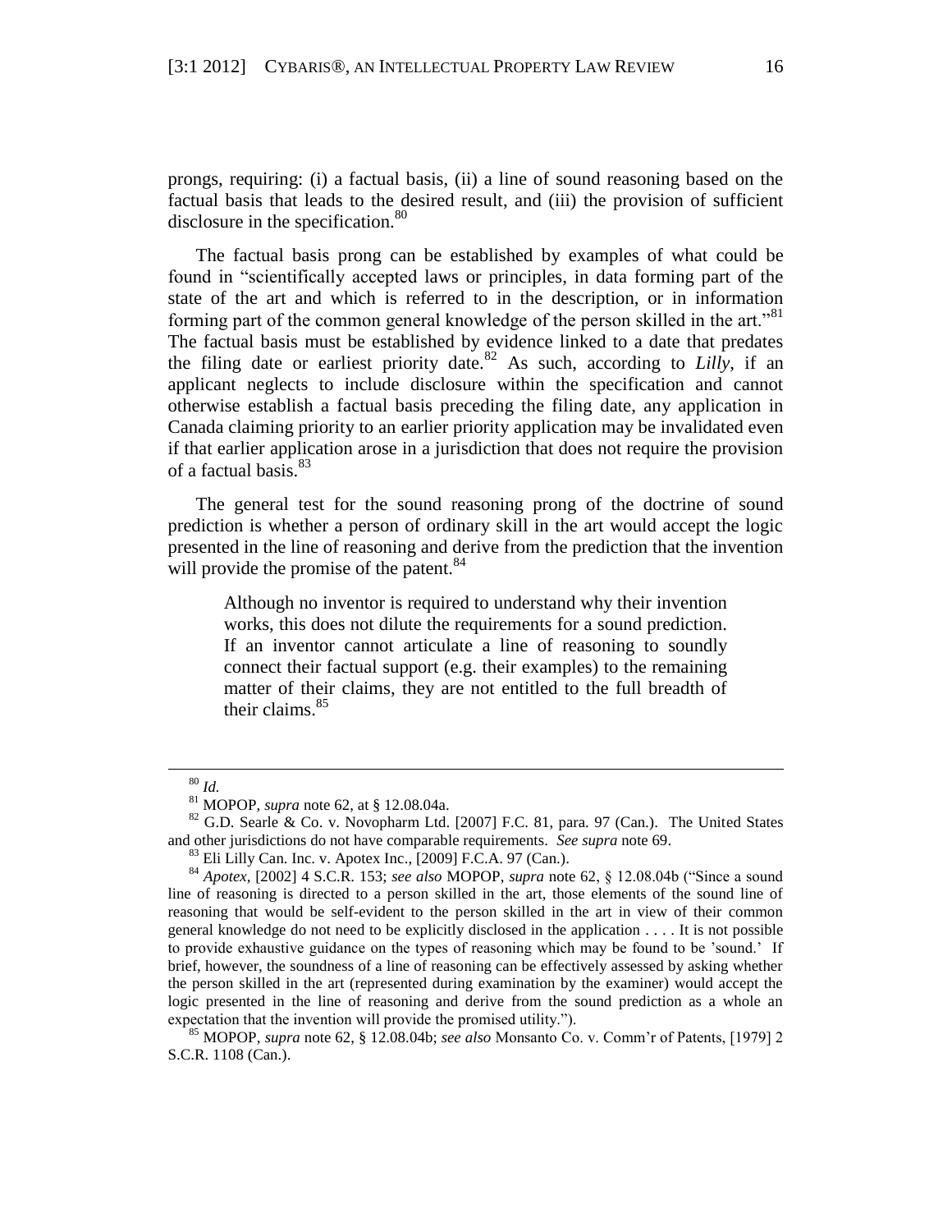prongs, requiring: (i) a factual basis, (ii) a line of sound reasoning based on the factual basis that leads to the desired result, and (iii) the provision of sufficient disclosure in the specification.[80]

The factual basis prong can be established by examples of what could be found in "scientifically accepted laws or principles, in data forming part of the state of the art and which is referred to in the description, or in information forming part of the common general knowledge of the person skilled in the art."[81] The factual basis must be established by evidence linked to a date that predates the filing date or earliest priority date.[82] As such, according to *Lilly*, if an applicant neglects to include disclosure within the specification and cannot otherwise establish a factual basis preceding the filing date, any application in Canada claiming priority to an earlier priority application may be invalidated even if that earlier application arose in a jurisdiction that does not require the provision of a factual basis.[83]

The general test for the sound reasoning prong of the doctrine of sound prediction is whether a person of ordinary skill in the art would accept the logic presented in the line of reasoning and derive from the prediction that the invention will provide the promise of the patent.[84]

> Although no inventor is required to understand why their invention works, this does not dilute the requirements for a sound prediction. If an inventor cannot articulate a line of reasoning to soundly connect their factual support (e.g. their examples) to the remaining matter of their claims, they are not entitled to the full breadth of their claims.[85]

---

[80] *Id.*

[81] MOPOP, *supra* note 62, at § 12.08.04a.

[82] G.D. Searle & Co. v. Novopharm Ltd. [2007] F.C. 81, para. 97 (Can.). The United States and other jurisdictions do not have comparable requirements. *See supra* note 69.

[83] Eli Lilly Can. Inc. v. Apotex Inc., [2009] F.C.A. 97 (Can.).

[84] *Apotex*, [2002] 4 S.C.R. 153; *see also* MOPOP, *supra* note 62, § 12.08.04b ("Since a sound line of reasoning is directed to a person skilled in the art, those elements of the sound line of reasoning that would be self-evident to the person skilled in the art in view of their common general knowledge do not need to be explicitly disclosed in the application . . . . It is not possible to provide exhaustive guidance on the types of reasoning which may be found to be 'sound.' If brief, however, the soundness of a line of reasoning can be effectively assessed by asking whether the person skilled in the art (represented during examination by the examiner) would accept the logic presented in the line of reasoning and derive from the sound prediction as a whole an expectation that the invention will provide the promised utility.").

[85] MOPOP, *supra* note 62, § 12.08.04b; *see also* Monsanto Co. v. Comm'r of Patents, [1979] 2 S.C.R. 1108 (Can.).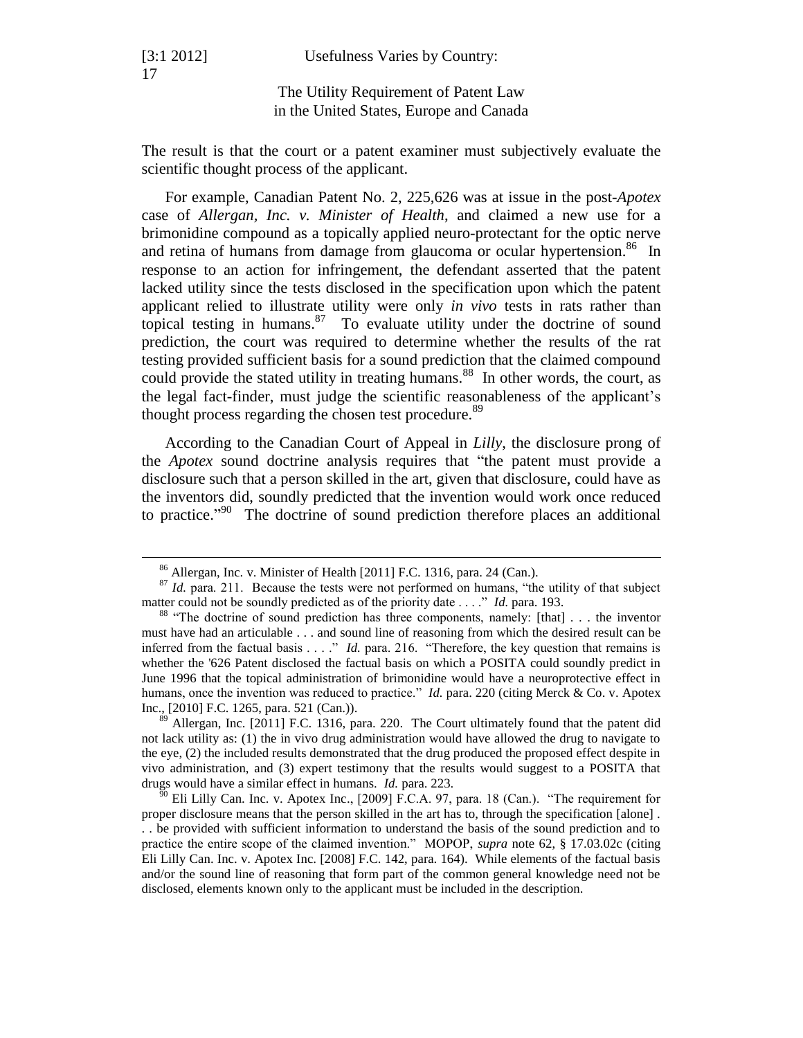The result is that the court or a patent examiner must subjectively evaluate the scientific thought process of the applicant.

For example, Canadian Patent No. 2, 225,626 was at issue in the post-*Apotex* case of *Allergan, Inc. v. Minister of Health*, and claimed a new use for a brimonidine compound as a topically applied neuro-protectant for the optic nerve and retina of humans from damage from glaucoma or ocular hypertension.[86] In response to an action for infringement, the defendant asserted that the patent lacked utility since the tests disclosed in the specification upon which the patent applicant relied to illustrate utility were only *in vivo* tests in rats rather than topical testing in humans.[87] To evaluate utility under the doctrine of sound prediction, the court was required to determine whether the results of the rat testing provided sufficient basis for a sound prediction that the claimed compound could provide the stated utility in treating humans.[88] In other words, the court, as the legal fact-finder, must judge the scientific reasonableness of the applicant's thought process regarding the chosen test procedure.[89]

According to the Canadian Court of Appeal in *Lilly*, the disclosure prong of the *Apotex* sound doctrine analysis requires that "the patent must provide a disclosure such that a person skilled in the art, given that disclosure, could have as the inventors did, soundly predicted that the invention would work once reduced to practice."[90] The doctrine of sound prediction therefore places an additional

---

[86] Allergan, Inc. v. Minister of Health [2011] F.C. 1316, para. 24 (Can.).

[87] *Id.* para. 211. Because the tests were not performed on humans, "the utility of that subject matter could not be soundly predicted as of the priority date . . . ." *Id.* para. 193.

[88] "The doctrine of sound prediction has three components, namely: [that] . . . the inventor must have had an articulable . . . and sound line of reasoning from which the desired result can be inferred from the factual basis . . . ." *Id.* para. 216. "Therefore, the key question that remains is whether the '626 Patent disclosed the factual basis on which a POSITA could soundly predict in June 1996 that the topical administration of brimonidine would have a neuroprotective effect in humans, once the invention was reduced to practice." *Id.* para. 220 (citing Merck & Co. v. Apotex Inc., [2010] F.C. 1265, para. 521 (Can.)).

[89] Allergan, Inc. [2011] F.C. 1316, para. 220. The Court ultimately found that the patent did not lack utility as: (1) the in vivo drug administration would have allowed the drug to navigate to the eye, (2) the included results demonstrated that the drug produced the proposed effect despite in vivo administration, and (3) expert testimony that the results would suggest to a POSITA that drugs would have a similar effect in humans. *Id.* para. 223.

[90] Eli Lilly Can. Inc. v. Apotex Inc., [2009] F.C.A. 97, para. 18 (Can.). "The requirement for proper disclosure means that the person skilled in the art has to, through the specification [alone] . . . be provided with sufficient information to understand the basis of the sound prediction and to practice the entire scope of the claimed invention." MOPOP, *supra* note 62, § 17.03.02c (citing Eli Lilly Can. Inc. v. Apotex Inc. [2008] F.C. 142, para. 164). While elements of the factual basis and/or the sound line of reasoning that form part of the common general knowledge need not be disclosed, elements known only to the applicant must be included in the description.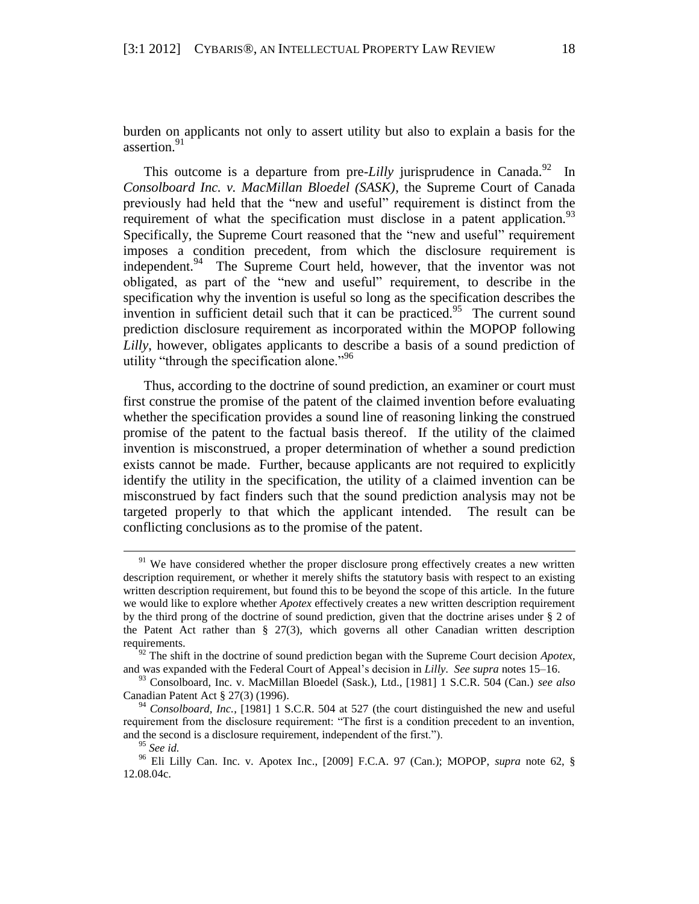burden on applicants not only to assert utility but also to explain a basis for the assertion.[91]

This outcome is a departure from pre-*Lilly* jurisprudence in Canada.[92] In *Consolboard Inc. v. MacMillan Bloedel (SASK)*, the Supreme Court of Canada previously had held that the "new and useful" requirement is distinct from the requirement of what the specification must disclose in a patent application.[93] Specifically, the Supreme Court reasoned that the "new and useful" requirement imposes a condition precedent, from which the disclosure requirement is independent.[94] The Supreme Court held, however, that the inventor was not obligated, as part of the "new and useful" requirement, to describe in the specification why the invention is useful so long as the specification describes the invention in sufficient detail such that it can be practiced.[95] The current sound prediction disclosure requirement as incorporated within the MOPOP following *Lilly*, however, obligates applicants to describe a basis of a sound prediction of utility "through the specification alone."[96]

Thus, according to the doctrine of sound prediction, an examiner or court must first construe the promise of the patent of the claimed invention before evaluating whether the specification provides a sound line of reasoning linking the construed promise of the patent to the factual basis thereof. If the utility of the claimed invention is misconstrued, a proper determination of whether a sound prediction exists cannot be made. Further, because applicants are not required to explicitly identify the utility in the specification, the utility of a claimed invention can be misconstrued by fact finders such that the sound prediction analysis may not be targeted properly to that which the applicant intended. The result can be conflicting conclusions as to the promise of the patent.

---

[91] We have considered whether the proper disclosure prong effectively creates a new written description requirement, or whether it merely shifts the statutory basis with respect to an existing written description requirement, but found this to be beyond the scope of this article. In the future we would like to explore whether *Apotex* effectively creates a new written description requirement by the third prong of the doctrine of sound prediction, given that the doctrine arises under § 2 of the Patent Act rather than § 27(3), which governs all other Canadian written description requirements.

[92] The shift in the doctrine of sound prediction began with the Supreme Court decision *Apotex*, and was expanded with the Federal Court of Appeal's decision in *Lilly*. *See supra* notes 15–16.

[93] Consolboard, Inc. v. MacMillan Bloedel (Sask.), Ltd., [1981] 1 S.C.R. 504 (Can.) *see also* Canadian Patent Act § 27(3) (1996).

[94] *Consolboard, Inc.*, [1981] 1 S.C.R. 504 at 527 (the court distinguished the new and useful requirement from the disclosure requirement: "The first is a condition precedent to an invention, and the second is a disclosure requirement, independent of the first.").

[95] *See id.*

[96] Eli Lilly Can. Inc. v. Apotex Inc., [2009] F.C.A. 97 (Can.); MOPOP, *supra* note 62, § 12.08.04c.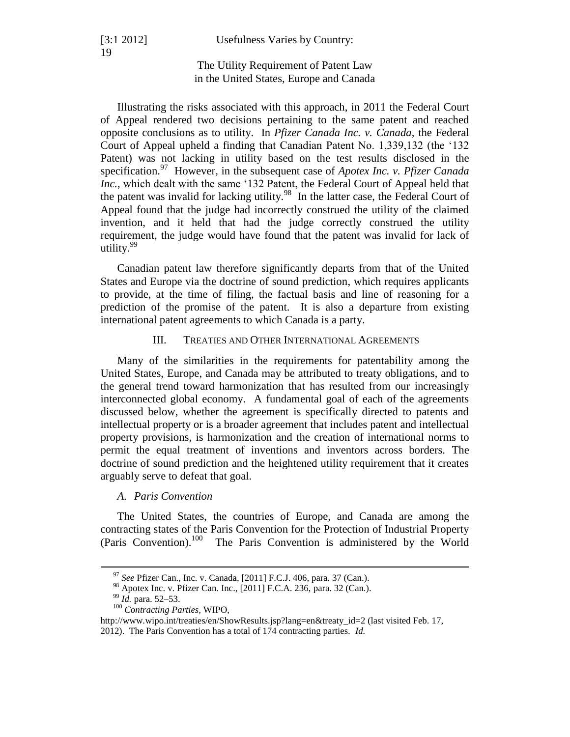Illustrating the risks associated with this approach, in 2011 the Federal Court of Appeal rendered two decisions pertaining to the same patent and reached opposite conclusions as to utility. In *Pfizer Canada Inc. v. Canada*, the Federal Court of Appeal upheld a finding that Canadian Patent No. 1,339,132 (the '132 Patent) was not lacking in utility based on the test results disclosed in the specification.[97] However, in the subsequent case of *Apotex Inc. v. Pfizer Canada Inc.*, which dealt with the same '132 Patent, the Federal Court of Appeal held that the patent was invalid for lacking utility.[98] In the latter case, the Federal Court of Appeal found that the judge had incorrectly construed the utility of the claimed invention, and it held that had the judge correctly construed the utility requirement, the judge would have found that the patent was invalid for lack of utility.[99]

Canadian patent law therefore significantly departs from that of the United States and Europe via the doctrine of sound prediction, which requires applicants to provide, at the time of filing, the factual basis and line of reasoning for a prediction of the promise of the patent. It is also a departure from existing international patent agreements to which Canada is a party.

## III. Treaties and Other International Agreements

Many of the similarities in the requirements for patentability among the United States, Europe, and Canada may be attributed to treaty obligations, and to the general trend toward harmonization that has resulted from our increasingly interconnected global economy. A fundamental goal of each of the agreements discussed below, whether the agreement is specifically directed to patents and intellectual property or is a broader agreement that includes patent and intellectual property provisions, is harmonization and the creation of international norms to permit the equal treatment of inventions and inventors across borders. The doctrine of sound prediction and the heightened utility requirement that it creates arguably serve to defeat that goal.

### *A. Paris Convention*

The United States, the countries of Europe, and Canada are among the contracting states of the Paris Convention for the Protection of Industrial Property (Paris Convention).[100] The Paris Convention is administered by the World

---

[97] *See* Pfizer Can., Inc. v. Canada, [2011] F.C.J. 406, para. 37 (Can.).

[98] Apotex Inc. v. Pfizer Can. Inc., [2011] F.C.A. 236, para. 32 (Can.).

[99] *Id.* para. 52–53.

[100] *Contracting Parties*, WIPO, http://www.wipo.int/treaties/en/ShowResults.jsp?lang=en&treaty_id=2 (last visited Feb. 17, 2012). The Paris Convention has a total of 174 contracting parties. *Id.*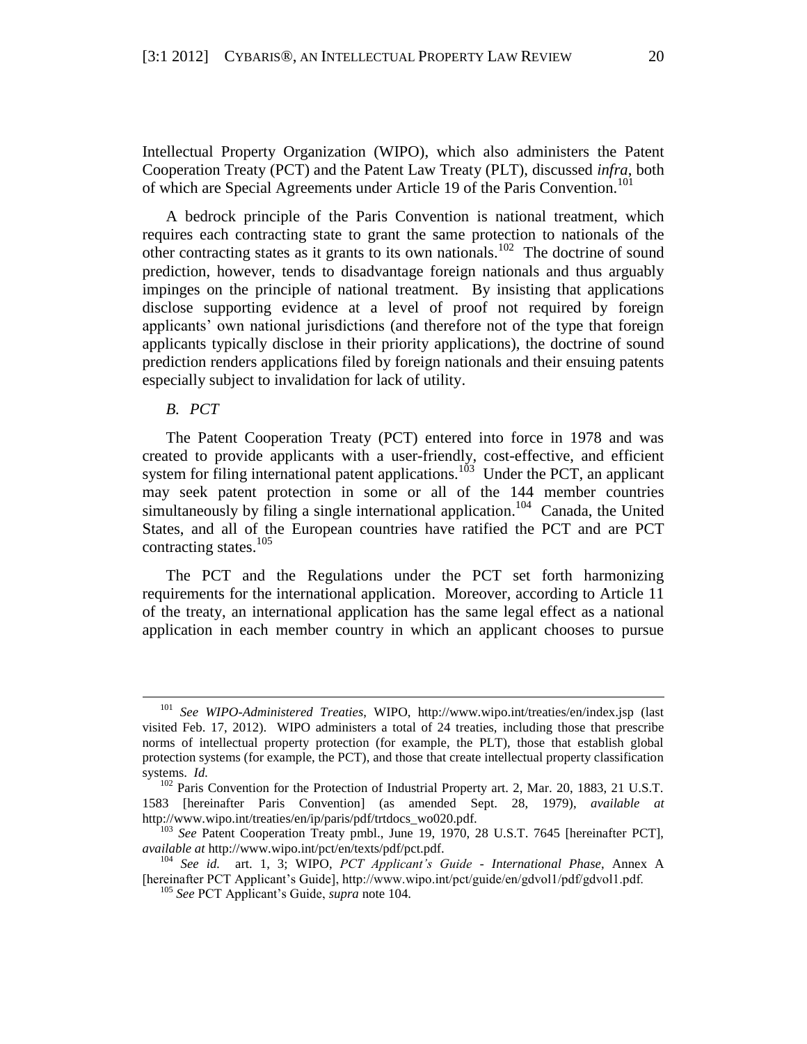Intellectual Property Organization (WIPO), which also administers the Patent Cooperation Treaty (PCT) and the Patent Law Treaty (PLT), discussed *infra*, both of which are Special Agreements under Article 19 of the Paris Convention.[101]

A bedrock principle of the Paris Convention is national treatment, which requires each contracting state to grant the same protection to nationals of the other contracting states as it grants to its own nationals.[102] The doctrine of sound prediction, however, tends to disadvantage foreign nationals and thus arguably impinges on the principle of national treatment. By insisting that applications disclose supporting evidence at a level of proof not required by foreign applicants' own national jurisdictions (and therefore not of the type that foreign applicants typically disclose in their priority applications), the doctrine of sound prediction renders applications filed by foreign nationals and their ensuing patents especially subject to invalidation for lack of utility.

### *B. PCT*

The Patent Cooperation Treaty (PCT) entered into force in 1978 and was created to provide applicants with a user-friendly, cost-effective, and efficient system for filing international patent applications.[103] Under the PCT, an applicant may seek patent protection in some or all of the 144 member countries simultaneously by filing a single international application.[104] Canada, the United States, and all of the European countries have ratified the PCT and are PCT contracting states.[105]

The PCT and the Regulations under the PCT set forth harmonizing requirements for the international application. Moreover, according to Article 11 of the treaty, an international application has the same legal effect as a national application in each member country in which an applicant chooses to pursue

---

[101] *See WIPO-Administered Treaties*, WIPO, http://www.wipo.int/treaties/en/index.jsp (last visited Feb. 17, 2012). WIPO administers a total of 24 treaties, including those that prescribe norms of intellectual property protection (for example, the PLT), those that establish global protection systems (for example, the PCT), and those that create intellectual property classification systems. *Id.*

[102] Paris Convention for the Protection of Industrial Property art. 2, Mar. 20, 1883, 21 U.S.T. 1583 [hereinafter Paris Convention] (as amended Sept. 28, 1979), *available at* http://www.wipo.int/treaties/en/ip/paris/pdf/trtdocs_wo020.pdf.

[103] *See* Patent Cooperation Treaty pmbl., June 19, 1970, 28 U.S.T. 7645 [hereinafter PCT], *available at* http://www.wipo.int/pct/en/texts/pdf/pct.pdf.

[104] *See id.* art. 1, 3; WIPO, *PCT Applicant's Guide - International Phase*, Annex A [hereinafter PCT Applicant's Guide], http://www.wipo.int/pct/guide/en/gdvol1/pdf/gdvol1.pdf.

[105] *See* PCT Applicant's Guide, *supra* note 104.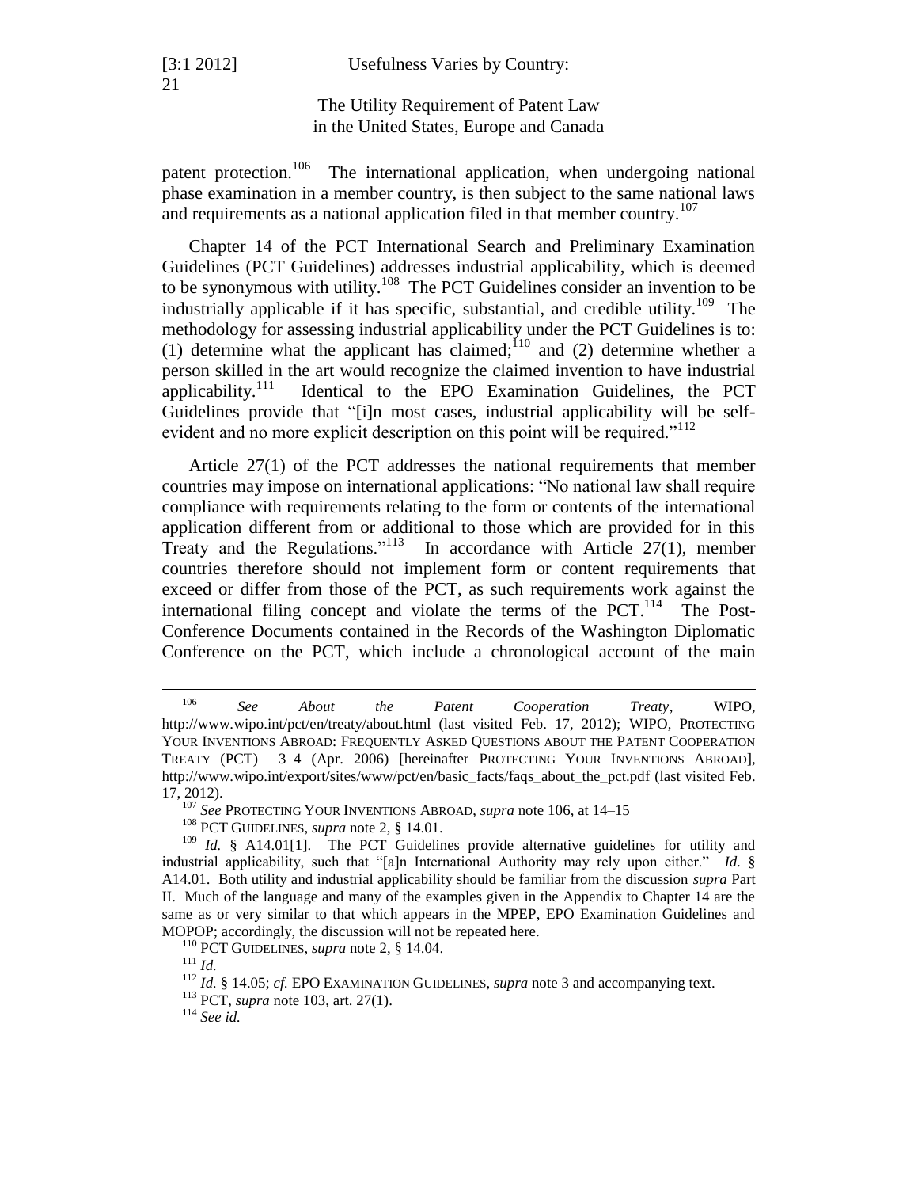patent protection.[106] The international application, when undergoing national phase examination in a member country, is then subject to the same national laws and requirements as a national application filed in that member country.[107]

Chapter 14 of the PCT International Search and Preliminary Examination Guidelines (PCT Guidelines) addresses industrial applicability, which is deemed to be synonymous with utility.[108] The PCT Guidelines consider an invention to be industrially applicable if it has specific, substantial, and credible utility.[109] The methodology for assessing industrial applicability under the PCT Guidelines is to: (1) determine what the applicant has claimed;[110] and (2) determine whether a person skilled in the art would recognize the claimed invention to have industrial applicability.[111] Identical to the EPO Examination Guidelines, the PCT Guidelines provide that "[i]n most cases, industrial applicability will be self-evident and no more explicit description on this point will be required."[112]

Article 27(1) of the PCT addresses the national requirements that member countries may impose on international applications: "No national law shall require compliance with requirements relating to the form or contents of the international application different from or additional to those which are provided for in this Treaty and the Regulations."[113] In accordance with Article 27(1), member countries therefore should not implement form or content requirements that exceed or differ from those of the PCT, as such requirements work against the international filing concept and violate the terms of the PCT.[114] The Post-Conference Documents contained in the Records of the Washington Diplomatic Conference on the PCT, which include a chronological account of the main

---

[106] *See About the Patent Cooperation Treaty*, WIPO, http://www.wipo.int/pct/en/treaty/about.html (last visited Feb. 17, 2012); WIPO, PROTECTING YOUR INVENTIONS ABROAD: FREQUENTLY ASKED QUESTIONS ABOUT THE PATENT COOPERATION TREATY (PCT) 3–4 (Apr. 2006) [hereinafter PROTECTING YOUR INVENTIONS ABROAD], http://www.wipo.int/export/sites/www/pct/en/basic_facts/faqs_about_the_pct.pdf (last visited Feb. 17, 2012).

[107] *See* PROTECTING YOUR INVENTIONS ABROAD, *supra* note 106, at 14–15

[108] PCT GUIDELINES, *supra* note 2, § 14.01.

[109] *Id.* § A14.01[1]. The PCT Guidelines provide alternative guidelines for utility and industrial applicability, such that "[a]n International Authority may rely upon either." *Id.* § A14.01. Both utility and industrial applicability should be familiar from the discussion *supra* Part II. Much of the language and many of the examples given in the Appendix to Chapter 14 are the same as or very similar to that which appears in the MPEP, EPO Examination Guidelines and MOPOP; accordingly, the discussion will not be repeated here.

[110] PCT GUIDELINES, *supra* note 2, § 14.04.

[111] *Id.*

[112] *Id.* § 14.05; *cf.* EPO EXAMINATION GUIDELINES, *supra* note 3 and accompanying text.

[113] PCT, *supra* note 103, art. 27(1).

[114] *See id.*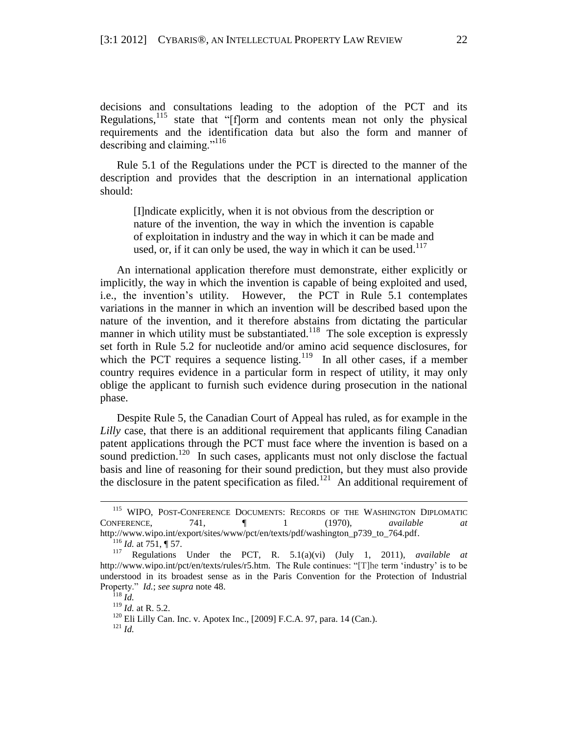decisions and consultations leading to the adoption of the PCT and its Regulations,[115] state that "[f]orm and contents mean not only the physical requirements and the identification data but also the form and manner of describing and claiming."[116]

Rule 5.1 of the Regulations under the PCT is directed to the manner of the description and provides that the description in an international application should:

> [I]ndicate explicitly, when it is not obvious from the description or nature of the invention, the way in which the invention is capable of exploitation in industry and the way in which it can be made and used, or, if it can only be used, the way in which it can be used.[117]

An international application therefore must demonstrate, either explicitly or implicitly, the way in which the invention is capable of being exploited and used, i.e., the invention's utility. However, the PCT in Rule 5.1 contemplates variations in the manner in which an invention will be described based upon the nature of the invention, and it therefore abstains from dictating the particular manner in which utility must be substantiated.[118] The sole exception is expressly set forth in Rule 5.2 for nucleotide and/or amino acid sequence disclosures, for which the PCT requires a sequence listing.[119] In all other cases, if a member country requires evidence in a particular form in respect of utility, it may only oblige the applicant to furnish such evidence during prosecution in the national phase.

Despite Rule 5, the Canadian Court of Appeal has ruled, as for example in the *Lilly* case, that there is an additional requirement that applicants filing Canadian patent applications through the PCT must face where the invention is based on a sound prediction.[120] In such cases, applicants must not only disclose the factual basis and line of reasoning for their sound prediction, but they must also provide the disclosure in the patent specification as filed.[121] An additional requirement of

---

[115] WIPO, POST-CONFERENCE DOCUMENTS: RECORDS OF THE WASHINGTON DIPLOMATIC CONFERENCE, 741, ¶ 1 (1970), *available at* http://www.wipo.int/export/sites/www/pct/en/texts/pdf/washington_p739_to_764.pdf.

[116] *Id.* at 751, ¶ 57.

[117] Regulations Under the PCT, R. 5.1(a)(vi) (July 1, 2011), *available at* http://www.wipo.int/pct/en/texts/rules/r5.htm. The Rule continues: "[T]he term 'industry' is to be understood in its broadest sense as in the Paris Convention for the Protection of Industrial Property." *Id.*; *see supra* note 48.

[118] *Id.*

[119] *Id.* at R. 5.2.

[120] Eli Lilly Can. Inc. v. Apotex Inc., [2009] F.C.A. 97, para. 14 (Can.).

[121] *Id.*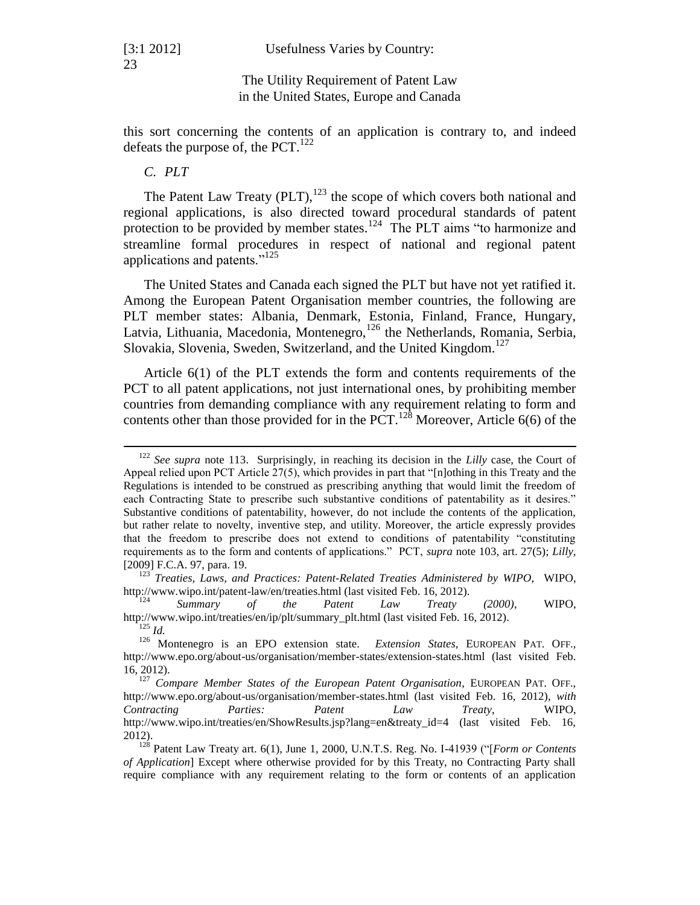this sort concerning the contents of an application is contrary to, and indeed defeats the purpose of, the PCT.[122]

*C. PLT*

The Patent Law Treaty (PLT),[123] the scope of which covers both national and regional applications, is also directed toward procedural standards of patent protection to be provided by member states.[124] The PLT aims "to harmonize and streamline formal procedures in respect of national and regional patent applications and patents."[125]

The United States and Canada each signed the PLT but have not yet ratified it. Among the European Patent Organisation member countries, the following are PLT member states: Albania, Denmark, Estonia, Finland, France, Hungary, Latvia, Lithuania, Macedonia, Montenegro,[126] the Netherlands, Romania, Serbia, Slovakia, Slovenia, Sweden, Switzerland, and the United Kingdom.[127]

Article 6(1) of the PLT extends the form and contents requirements of the PCT to all patent applications, not just international ones, by prohibiting member countries from demanding compliance with any requirement relating to form and contents other than those provided for in the PCT.[128] Moreover, Article 6(6) of the

---

[122] *See supra* note 113. Surprisingly, in reaching its decision in the *Lilly* case, the Court of Appeal relied upon PCT Article 27(5), which provides in part that "[n]othing in this Treaty and the Regulations is intended to be construed as prescribing anything that would limit the freedom of each Contracting State to prescribe such substantive conditions of patentability as it desires." Substantive conditions of patentability, however, do not include the contents of the application, but rather relate to novelty, inventive step, and utility. Moreover, the article expressly provides that the freedom to prescribe does not extend to conditions of patentability "constituting requirements as to the form and contents of applications." PCT, *supra* note 103, art. 27(5); *Lilly*, [2009] F.C.A. 97, para. 19.

[123] *Treaties, Laws, and Practices: Patent-Related Treaties Administered by WIPO*, WIPO, http://www.wipo.int/patent-law/en/treaties.html (last visited Feb. 16, 2012).

[124] *Summary of the Patent Law Treaty (2000)*, WIPO, http://www.wipo.int/treaties/en/ip/plt/summary_plt.html (last visited Feb. 16, 2012).

[125] *Id.*

[126] Montenegro is an EPO extension state. *Extension States*, EUROPEAN PAT. OFF., http://www.epo.org/about-us/organisation/member-states/extension-states.html (last visited Feb. 16, 2012).

[127] *Compare Member States of the European Patent Organisation*, EUROPEAN PAT. OFF., http://www.epo.org/about-us/organisation/member-states.html (last visited Feb. 16, 2012), *with Contracting Parties: Patent Law Treaty*, WIPO, http://www.wipo.int/treaties/en/ShowResults.jsp?lang=en&treaty_id=4 (last visited Feb. 16, 2012).

[128] Patent Law Treaty art. 6(1), June 1, 2000, U.N.T.S. Reg. No. I-41939 ("[*Form or Contents of Application*] Except where otherwise provided for by this Treaty, no Contracting Party shall require compliance with any requirement relating to the form or contents of an application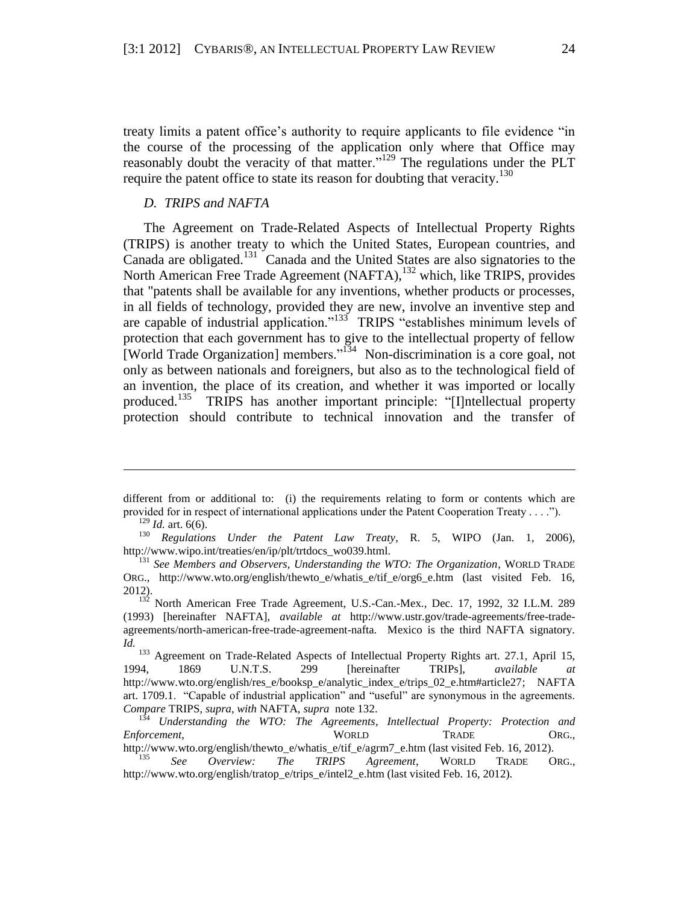treaty limits a patent office's authority to require applicants to file evidence "in the course of the processing of the application only where that Office may reasonably doubt the veracity of that matter."[129] The regulations under the PLT require the patent office to state its reason for doubting that veracity.[130]

### *D. TRIPS and NAFTA*

The Agreement on Trade-Related Aspects of Intellectual Property Rights (TRIPS) is another treaty to which the United States, European countries, and Canada are obligated.[131] Canada and the United States are also signatories to the North American Free Trade Agreement (NAFTA),[132] which, like TRIPS, provides that "patents shall be available for any inventions, whether products or processes, in all fields of technology, provided they are new, involve an inventive step and are capable of industrial application."[133] TRIPS "establishes minimum levels of protection that each government has to give to the intellectual property of fellow [World Trade Organization] members."[134] Non-discrimination is a core goal, not only as between nationals and foreigners, but also as to the technological field of an invention, the place of its creation, and whether it was imported or locally produced.[135] TRIPS has another important principle: "[I]ntellectual property protection should contribute to technical innovation and the transfer of

---

different from or additional to: (i) the requirements relating to form or contents which are provided for in respect of international applications under the Patent Cooperation Treaty . . . .").

[129] *Id.* art. 6(6).

[130] *Regulations Under the Patent Law Treaty*, R. 5, WIPO (Jan. 1, 2006), http://www.wipo.int/treaties/en/ip/plt/trtdocs_wo039.html.

[131] *See Members and Observers, Understanding the WTO: The Organization*, WORLD TRADE ORG., http://www.wto.org/english/thewto_e/whatis_e/tif_e/org6_e.htm (last visited Feb. 16, 2012).

[132] North American Free Trade Agreement, U.S.-Can.-Mex., Dec. 17, 1992, 32 I.L.M. 289 (1993) [hereinafter NAFTA], *available at* http://www.ustr.gov/trade-agreements/free-trade-agreements/north-american-free-trade-agreement-nafta. Mexico is the third NAFTA signatory. *Id.*

[133] Agreement on Trade-Related Aspects of Intellectual Property Rights art. 27.1, April 15, 1994, 1869 U.N.T.S. 299 [hereinafter TRIPs], *available at* http://www.wto.org/english/res_e/booksp_e/analytic_index_e/trips_02_e.htm#article27; NAFTA art. 1709.1. "Capable of industrial application" and "useful" are synonymous in the agreements. *Compare* TRIPS, *supra*, *with* NAFTA, *supra* note 132.

[134] *Understanding the WTO: The Agreements, Intellectual Property: Protection and Enforcement*, WORLD TRADE ORG., http://www.wto.org/english/thewto_e/whatis_e/tif_e/agrm7_e.htm (last visited Feb. 16, 2012).

[135] *See Overview: The TRIPS Agreement*, WORLD TRADE ORG., http://www.wto.org/english/tratop_e/trips_e/intel2_e.htm (last visited Feb. 16, 2012).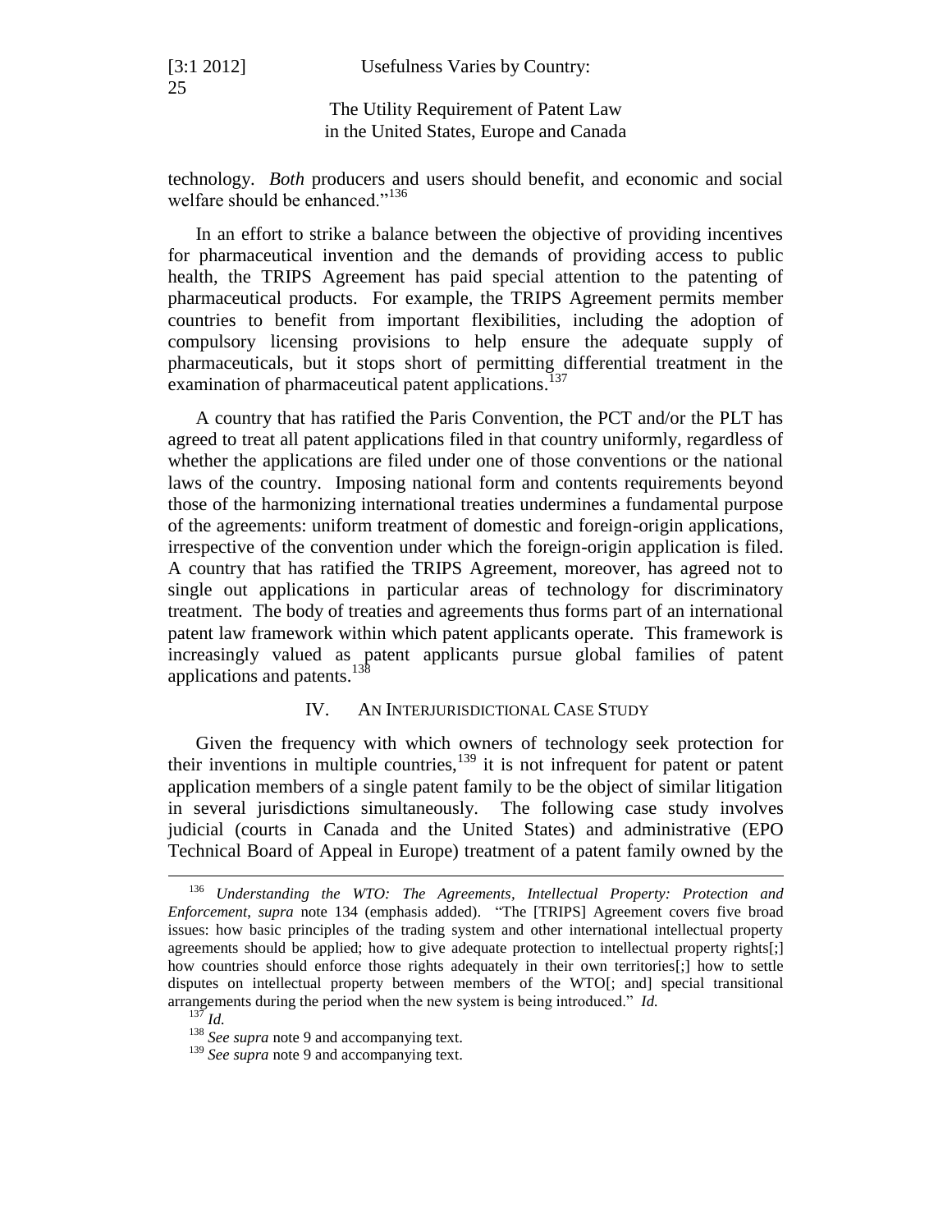technology. *Both* producers and users should benefit, and economic and social welfare should be enhanced."[136]

In an effort to strike a balance between the objective of providing incentives for pharmaceutical invention and the demands of providing access to public health, the TRIPS Agreement has paid special attention to the patenting of pharmaceutical products. For example, the TRIPS Agreement permits member countries to benefit from important flexibilities, including the adoption of compulsory licensing provisions to help ensure the adequate supply of pharmaceuticals, but it stops short of permitting differential treatment in the examination of pharmaceutical patent applications.[137]

A country that has ratified the Paris Convention, the PCT and/or the PLT has agreed to treat all patent applications filed in that country uniformly, regardless of whether the applications are filed under one of those conventions or the national laws of the country. Imposing national form and contents requirements beyond those of the harmonizing international treaties undermines a fundamental purpose of the agreements: uniform treatment of domestic and foreign-origin applications, irrespective of the convention under which the foreign-origin application is filed. A country that has ratified the TRIPS Agreement, moreover, has agreed not to single out applications in particular areas of technology for discriminatory treatment. The body of treaties and agreements thus forms part of an international patent law framework within which patent applicants operate. This framework is increasingly valued as patent applicants pursue global families of patent applications and patents.[138]

## IV. AN INTERJURISDICTIONAL CASE STUDY

Given the frequency with which owners of technology seek protection for their inventions in multiple countries,[139] it is not infrequent for patent or patent application members of a single patent family to be the object of similar litigation in several jurisdictions simultaneously. The following case study involves judicial (courts in Canada and the United States) and administrative (EPO Technical Board of Appeal in Europe) treatment of a patent family owned by the

---

[136] *Understanding the WTO: The Agreements, Intellectual Property: Protection and Enforcement*, *supra* note 134 (emphasis added). "The [TRIPS] Agreement covers five broad issues: how basic principles of the trading system and other international intellectual property agreements should be applied; how to give adequate protection to intellectual property rights[;] how countries should enforce those rights adequately in their own territories[;] how to settle disputes on intellectual property between members of the WTO[; and] special transitional arrangements during the period when the new system is being introduced." *Id.*

[137] *Id.*

[138] *See supra* note 9 and accompanying text.

[139] *See supra* note 9 and accompanying text.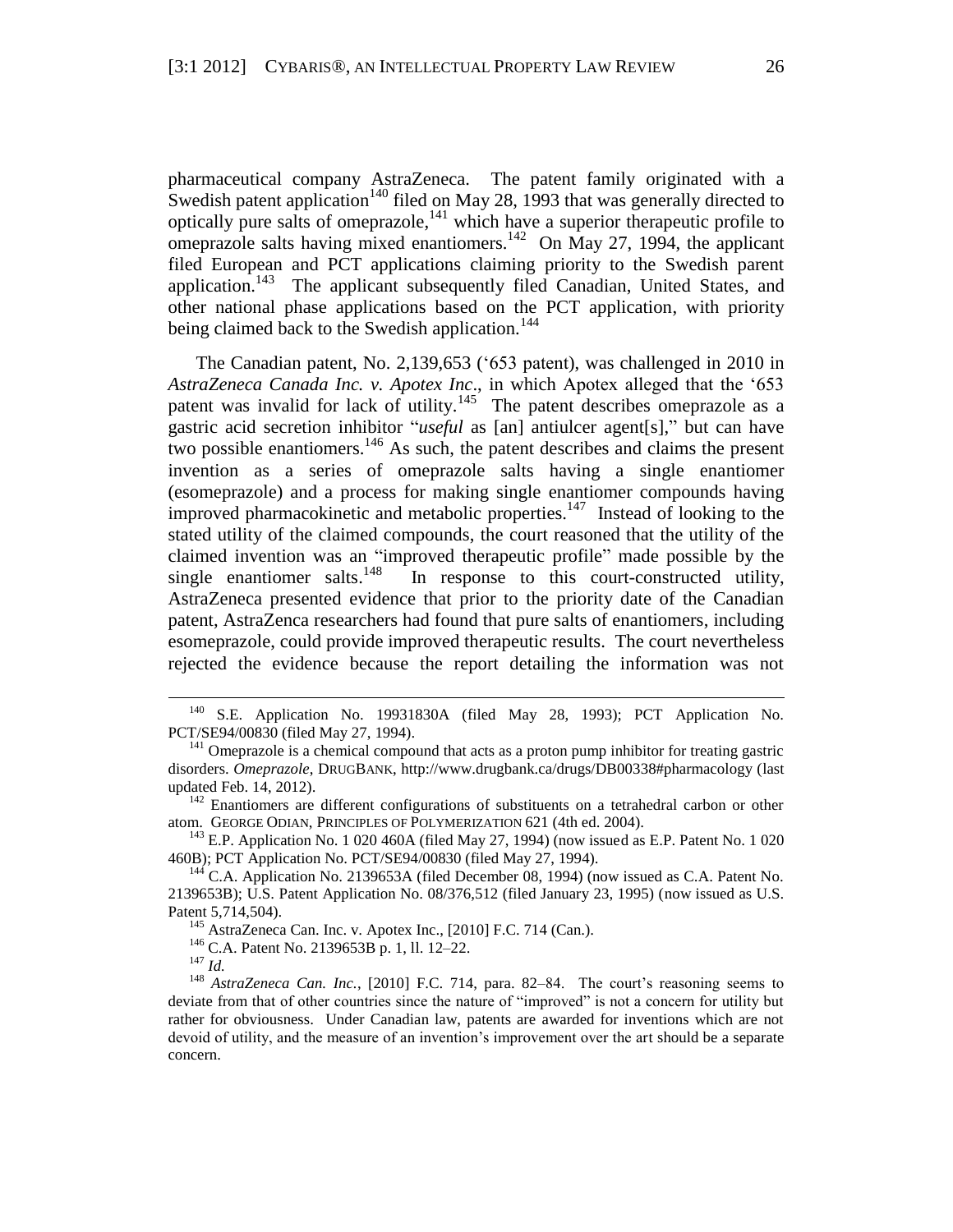pharmaceutical company AstraZeneca. The patent family originated with a Swedish patent application[140] filed on May 28, 1993 that was generally directed to optically pure salts of omeprazole,[141] which have a superior therapeutic profile to omeprazole salts having mixed enantiomers.[142] On May 27, 1994, the applicant filed European and PCT applications claiming priority to the Swedish parent application.[143] The applicant subsequently filed Canadian, United States, and other national phase applications based on the PCT application, with priority being claimed back to the Swedish application.[144]

The Canadian patent, No. 2,139,653 ('653 patent), was challenged in 2010 in *AstraZeneca Canada Inc. v. Apotex Inc.*, in which Apotex alleged that the '653 patent was invalid for lack of utility.[145] The patent describes omeprazole as a gastric acid secretion inhibitor "*useful* as [an] antiulcer agent[s]," but can have two possible enantiomers.[146] As such, the patent describes and claims the present invention as a series of omeprazole salts having a single enantiomer (esomeprazole) and a process for making single enantiomer compounds having improved pharmacokinetic and metabolic properties.[147] Instead of looking to the stated utility of the claimed compounds, the court reasoned that the utility of the claimed invention was an "improved therapeutic profile" made possible by the single enantiomer salts.[148] In response to this court-constructed utility, AstraZeneca presented evidence that prior to the priority date of the Canadian patent, AstraZenca researchers had found that pure salts of enantiomers, including esomeprazole, could provide improved therapeutic results. The court nevertheless rejected the evidence because the report detailing the information was not

---

[140] S.E. Application No. 19931830A (filed May 28, 1993); PCT Application No. PCT/SE94/00830 (filed May 27, 1994).

[141] Omeprazole is a chemical compound that acts as a proton pump inhibitor for treating gastric disorders. *Omeprazole*, DRUGBANK, http://www.drugbank.ca/drugs/DB00338#pharmacology (last updated Feb. 14, 2012).

[142] Enantiomers are different configurations of substituents on a tetrahedral carbon or other atom. GEORGE ODIAN, PRINCIPLES OF POLYMERIZATION 621 (4th ed. 2004).

[143] E.P. Application No. 1 020 460A (filed May 27, 1994) (now issued as E.P. Patent No. 1 020 460B); PCT Application No. PCT/SE94/00830 (filed May 27, 1994).

[144] C.A. Application No. 2139653A (filed December 08, 1994) (now issued as C.A. Patent No. 2139653B); U.S. Patent Application No. 08/376,512 (filed January 23, 1995) (now issued as U.S. Patent 5,714,504).

[145] AstraZeneca Can. Inc. v. Apotex Inc., [2010] F.C. 714 (Can.).

[146] C.A. Patent No. 2139653B p. 1, ll. 12–22.

[147] *Id.*

[148] *AstraZeneca Can. Inc.*, [2010] F.C. 714, para. 82–84. The court's reasoning seems to deviate from that of other countries since the nature of "improved" is not a concern for utility but rather for obviousness. Under Canadian law, patents are awarded for inventions which are not devoid of utility, and the measure of an invention's improvement over the art should be a separate concern.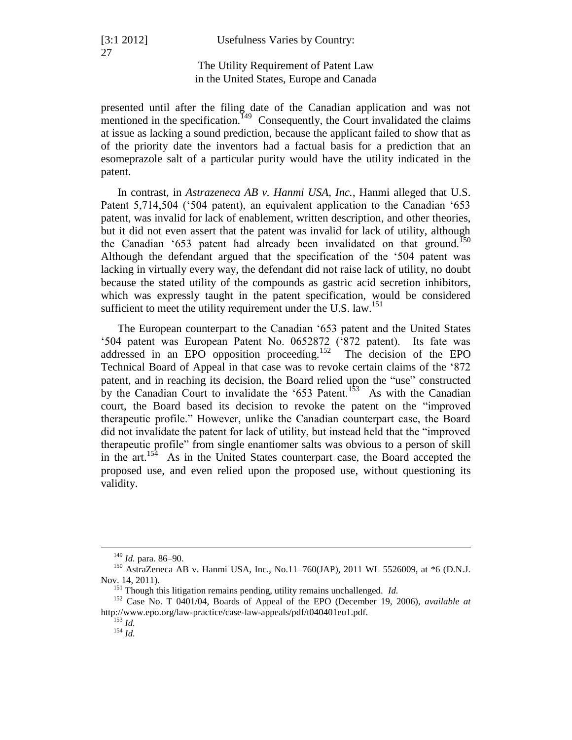presented until after the filing date of the Canadian application and was not mentioned in the specification.[149] Consequently, the Court invalidated the claims at issue as lacking a sound prediction, because the applicant failed to show that as of the priority date the inventors had a factual basis for a prediction that an esomeprazole salt of a particular purity would have the utility indicated in the patent.

In contrast, in *Astrazeneca AB v. Hanmi USA, Inc.*, Hanmi alleged that U.S. Patent 5,714,504 ('504 patent), an equivalent application to the Canadian '653 patent, was invalid for lack of enablement, written description, and other theories, but it did not even assert that the patent was invalid for lack of utility, although the Canadian '653 patent had already been invalidated on that ground.[150] Although the defendant argued that the specification of the '504 patent was lacking in virtually every way, the defendant did not raise lack of utility, no doubt because the stated utility of the compounds as gastric acid secretion inhibitors, which was expressly taught in the patent specification, would be considered sufficient to meet the utility requirement under the U.S. law.[151]

The European counterpart to the Canadian '653 patent and the United States '504 patent was European Patent No. 0652872 ('872 patent). Its fate was addressed in an EPO opposition proceeding.[152] The decision of the EPO Technical Board of Appeal in that case was to revoke certain claims of the '872 patent, and in reaching its decision, the Board relied upon the "use" constructed by the Canadian Court to invalidate the '653 Patent.[153] As with the Canadian court, the Board based its decision to revoke the patent on the "improved therapeutic profile." However, unlike the Canadian counterpart case, the Board did not invalidate the patent for lack of utility, but instead held that the "improved therapeutic profile" from single enantiomer salts was obvious to a person of skill in the art.[154] As in the United States counterpart case, the Board accepted the proposed use, and even relied upon the proposed use, without questioning its validity.

---

[149] *Id.* para. 86–90.

[150] AstraZeneca AB v. Hanmi USA, Inc., No.11–760(JAP), 2011 WL 5526009, at *6 (D.N.J. Nov. 14, 2011).

[151] Though this litigation remains pending, utility remains unchallenged. *Id.*

[152] Case No. T 0401/04, Boards of Appeal of the EPO (December 19, 2006), *available at* http://www.epo.org/law-practice/case-law-appeals/pdf/t040401eu1.pdf.

[153] *Id.*

[154] *Id.*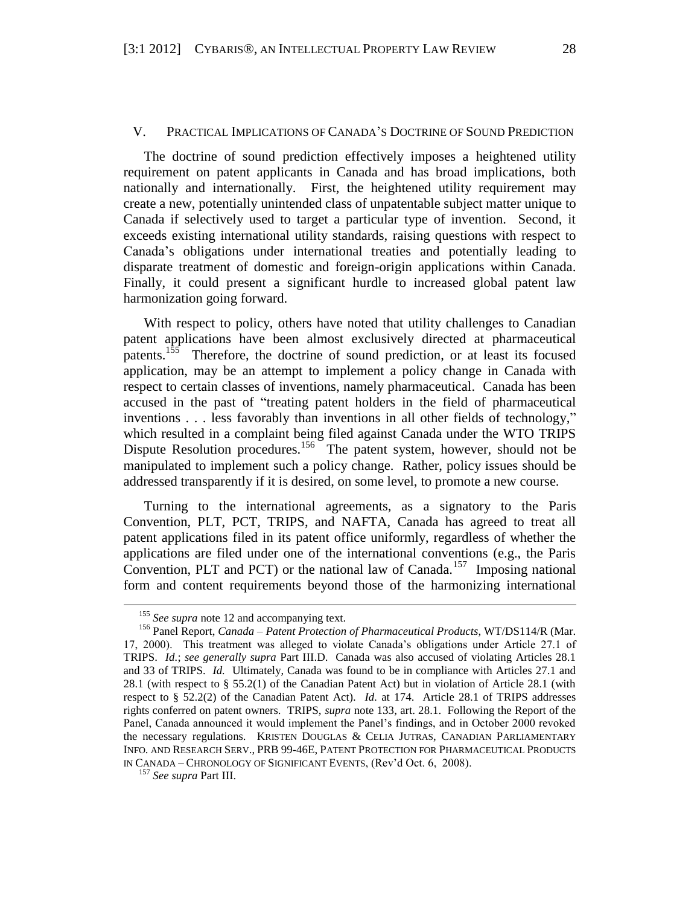## V. PRACTICAL IMPLICATIONS OF CANADA'S DOCTRINE OF SOUND PREDICTION

The doctrine of sound prediction effectively imposes a heightened utility requirement on patent applicants in Canada and has broad implications, both nationally and internationally. First, the heightened utility requirement may create a new, potentially unintended class of unpatentable subject matter unique to Canada if selectively used to target a particular type of invention. Second, it exceeds existing international utility standards, raising questions with respect to Canada's obligations under international treaties and potentially leading to disparate treatment of domestic and foreign-origin applications within Canada. Finally, it could present a significant hurdle to increased global patent law harmonization going forward.

With respect to policy, others have noted that utility challenges to Canadian patent applications have been almost exclusively directed at pharmaceutical patents.[155] Therefore, the doctrine of sound prediction, or at least its focused application, may be an attempt to implement a policy change in Canada with respect to certain classes of inventions, namely pharmaceutical. Canada has been accused in the past of "treating patent holders in the field of pharmaceutical inventions . . . less favorably than inventions in all other fields of technology," which resulted in a complaint being filed against Canada under the WTO TRIPS Dispute Resolution procedures.[156] The patent system, however, should not be manipulated to implement such a policy change. Rather, policy issues should be addressed transparently if it is desired, on some level, to promote a new course.

Turning to the international agreements, as a signatory to the Paris Convention, PLT, PCT, TRIPS, and NAFTA, Canada has agreed to treat all patent applications filed in its patent office uniformly, regardless of whether the applications are filed under one of the international conventions (e.g., the Paris Convention, PLT and PCT) or the national law of Canada.[157] Imposing national form and content requirements beyond those of the harmonizing international

---

[155] *See supra* note 12 and accompanying text.

[156] Panel Report, *Canada – Patent Protection of Pharmaceutical Products*, WT/DS114/R (Mar. 17, 2000). This treatment was alleged to violate Canada's obligations under Article 27.1 of TRIPS. *Id.*; *see generally supra* Part III.D. Canada was also accused of violating Articles 28.1 and 33 of TRIPS. *Id.* Ultimately, Canada was found to be in compliance with Articles 27.1 and 28.1 (with respect to § 55.2(1) of the Canadian Patent Act) but in violation of Article 28.1 (with respect to § 52.2(2) of the Canadian Patent Act). *Id.* at 174. Article 28.1 of TRIPS addresses rights conferred on patent owners. TRIPS, *supra* note 133, art. 28.1. Following the Report of the Panel, Canada announced it would implement the Panel's findings, and in October 2000 revoked the necessary regulations. KRISTEN DOUGLAS & CELIA JUTRAS, CANADIAN PARLIAMENTARY INFO. AND RESEARCH SERV., PRB 99-46E, PATENT PROTECTION FOR PHARMACEUTICAL PRODUCTS IN CANADA – CHRONOLOGY OF SIGNIFICANT EVENTS, (Rev'd Oct. 6, 2008).

[157] *See supra* Part III.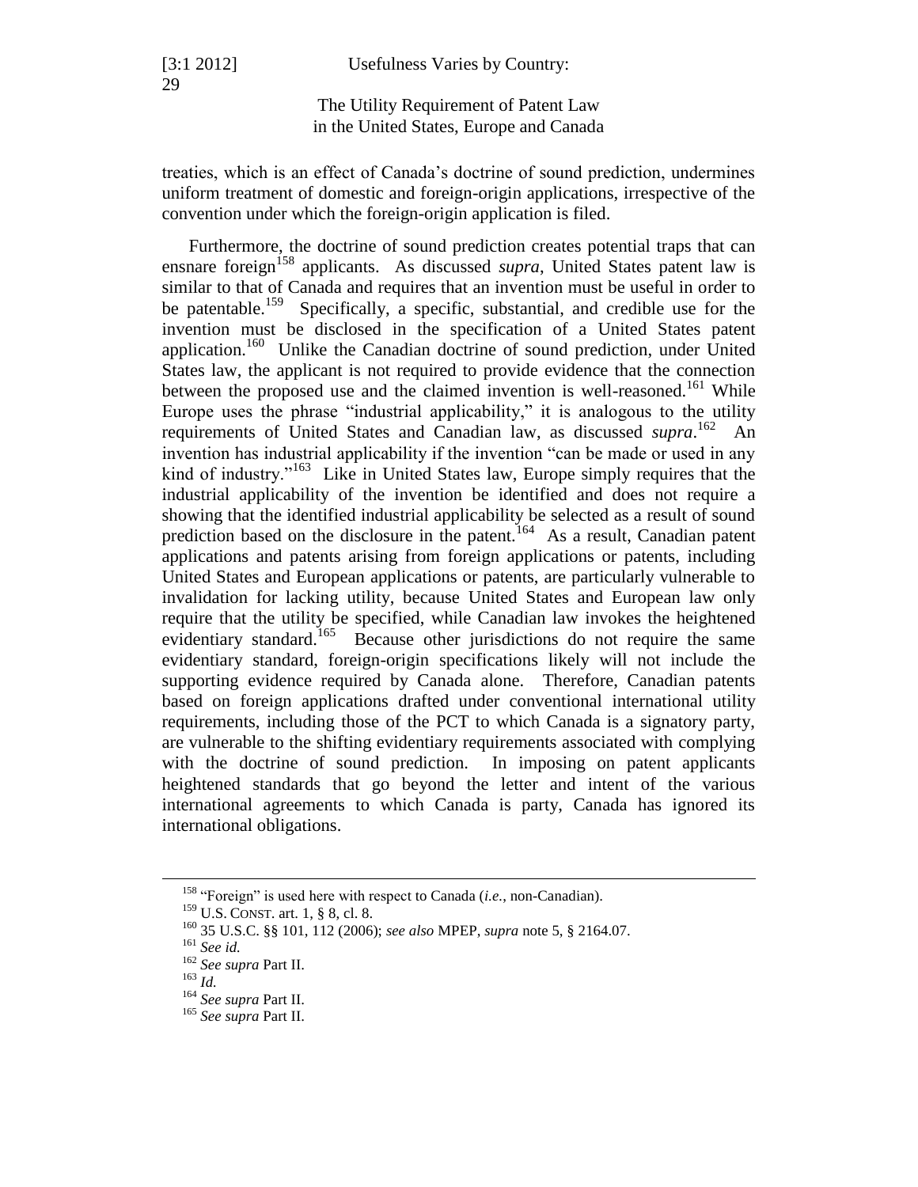treaties, which is an effect of Canada's doctrine of sound prediction, undermines uniform treatment of domestic and foreign-origin applications, irrespective of the convention under which the foreign-origin application is filed.

Furthermore, the doctrine of sound prediction creates potential traps that can ensnare foreign[158] applicants. As discussed *supra*, United States patent law is similar to that of Canada and requires that an invention must be useful in order to be patentable.[159] Specifically, a specific, substantial, and credible use for the invention must be disclosed in the specification of a United States patent application.[160] Unlike the Canadian doctrine of sound prediction, under United States law, the applicant is not required to provide evidence that the connection between the proposed use and the claimed invention is well-reasoned.[161] While Europe uses the phrase "industrial applicability," it is analogous to the utility requirements of United States and Canadian law, as discussed *supra*.[162] An invention has industrial applicability if the invention "can be made or used in any kind of industry."[163] Like in United States law, Europe simply requires that the industrial applicability of the invention be identified and does not require a showing that the identified industrial applicability be selected as a result of sound prediction based on the disclosure in the patent.[164] As a result, Canadian patent applications and patents arising from foreign applications or patents, including United States and European applications or patents, are particularly vulnerable to invalidation for lacking utility, because United States and European law only require that the utility be specified, while Canadian law invokes the heightened evidentiary standard.[165] Because other jurisdictions do not require the same evidentiary standard, foreign-origin specifications likely will not include the supporting evidence required by Canada alone. Therefore, Canadian patents based on foreign applications drafted under conventional international utility requirements, including those of the PCT to which Canada is a signatory party, are vulnerable to the shifting evidentiary requirements associated with complying with the doctrine of sound prediction. In imposing on patent applicants heightened standards that go beyond the letter and intent of the various international agreements to which Canada is party, Canada has ignored its international obligations.

---

[158] "Foreign" is used here with respect to Canada (*i.e.*, non-Canadian).

[159] U.S. CONST. art. 1, § 8, cl. 8.

[160] 35 U.S.C. §§ 101, 112 (2006); *see also* MPEP, *supra* note 5, § 2164.07.

[161] *See id.*

[162] *See supra* Part II.

[163] *Id.*

[164] *See supra* Part II.

[165] *See supra* Part II.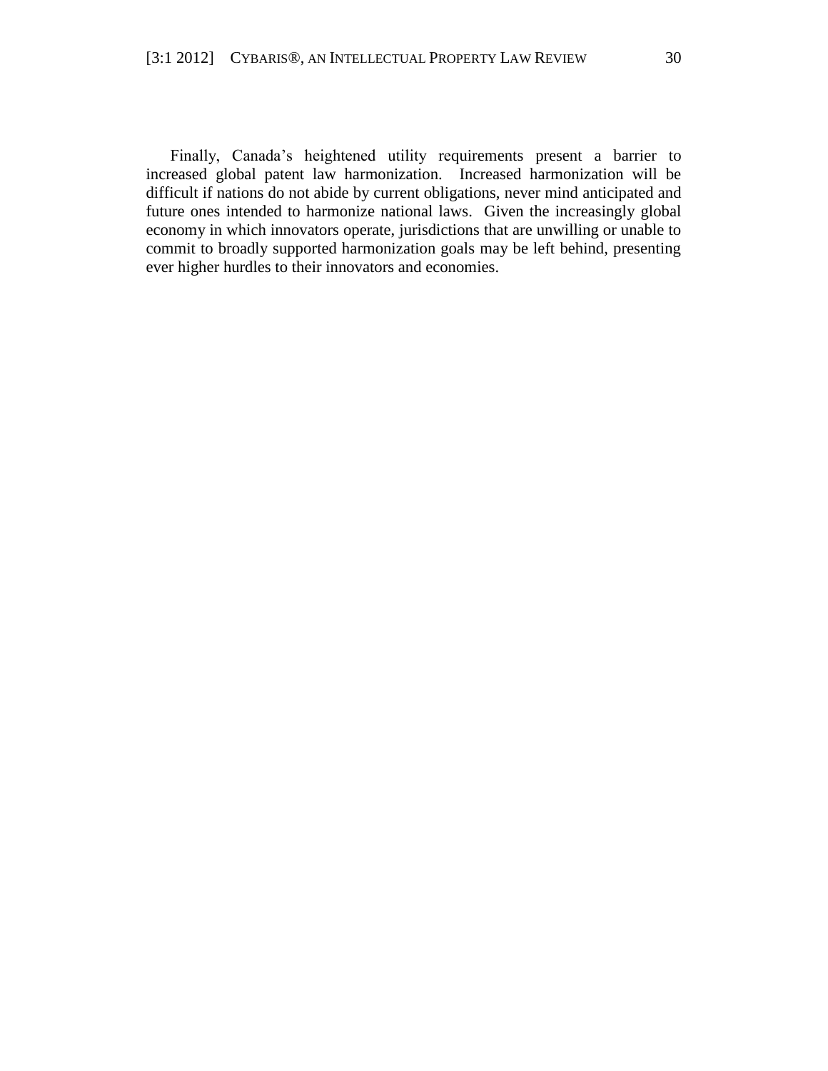Finally, Canada's heightened utility requirements present a barrier to increased global patent law harmonization. Increased harmonization will be difficult if nations do not abide by current obligations, never mind anticipated and future ones intended to harmonize national laws. Given the increasingly global economy in which innovators operate, jurisdictions that are unwilling or unable to commit to broadly supported harmonization goals may be left behind, presenting ever higher hurdles to their innovators and economies.